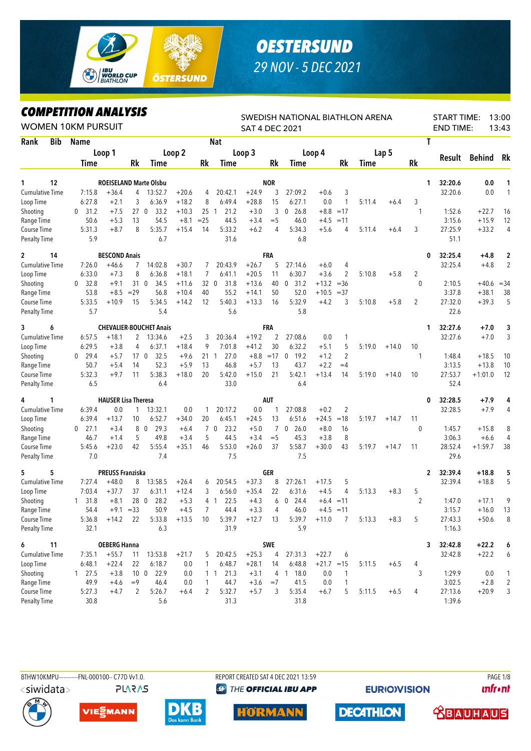# OESTERSUND
## 29 NOV - 5 DEC 2021

## COMPETITION ANALYSIS
WOMEN 10KM PURSUIT

SWEDISH NATIONAL BIATHLON ARENA
SAT 4 DEC 2021

START TIME: 13:00
END TIME: 13:43

| Rank | Bib | Name | | | | | | | Nat | | | | | | | | | | | | T | Result | Behind | Rk |
|---|---|---|---|---|---|---|---|---|---|---|---|---|---|---|---|---|---|---|---|---|---|---|---|---|
| | | Loop 1 Time | | Rk | Loop 2 Time | | Rk | Loop 3 Time | | | Rk | Loop 4 Time | | | Rk | Lap 5 Time | | Rk | | | | | | |
| 1 | 12 | ROEISELAND Marte Olsbu | | | | | | | NOR | | | | | | | | | | | | 1 | 32:20.6 | 0.0 | 1 |
| Cumulative Time | | 7:15.8 | +36.4 | 4 | 13:52.7 | +20.6 | 4 | 20:42.1 | +24.9 | | 3 | 27:09.2 | +0.6 | | 3 | | | | | | | 32:20.6 | 0.0 | 1 |
| Loop Time | | 6:27.8 | +2.1 | 3 | 6:36.9 | +18.2 | 8 | 6:49.4 | +28.8 | | 15 | 6:27.1 | 0.0 | | 1 | 5:11.4 | +6.4 | 3 | | | | | | |
| Shooting | | 0 31.2 | +7.5 | 27 | 0 33.2 | +10.3 | 25 | 1 21.2 | +3.0 | | 3 | 0 26.8 | +8.8 | | =17 | | | | 1 | | | 1:52.6 | +22.7 | 16 |
| Range Time | | 50.6 | +5.3 | 13 | 54.5 | +8.1 | =25 | 44.5 | +3.4 | | =5 | 46.0 | +4.5 | | =11 | | | | | | | 3:15.6 | +15.9 | 12 |
| Course Time | | 5:31.3 | +8.7 | 8 | 5:35.7 | +15.4 | 14 | 5:33.2 | +6.2 | | 4 | 5:34.3 | +5.6 | | 4 | 5:11.4 | +6.4 | 3 | | | | 27:25.9 | +33.2 | 4 |
| Penalty Time | | 5.9 | | | 6.7 | | | 31.6 | | | | 6.8 | | | | | | | | | | 51.1 | | |
| 2 | 14 | BESCOND Anais | | | | | | | FRA | | | | | | | | | | | | 0 | 32:25.4 | +4.8 | 2 |
| Cumulative Time | | 7:26.0 | +46.6 | 7 | 14:02.8 | +30.7 | 7 | 20:43.9 | +26.7 | | 5 | 27:14.6 | +6.0 | | 4 | | | | | | | 32:25.4 | +4.8 | 2 |
| Loop Time | | 6:33.0 | +7.3 | 8 | 6:36.8 | +18.1 | 7 | 6:41.1 | +20.5 | | 11 | 6:30.7 | +3.6 | | 2 | 5:10.8 | +5.8 | 2 | | | | | | |
| Shooting | | 0 32.8 | +9.1 | 31 | 0 34.5 | +11.6 | 32 | 0 31.8 | +13.6 | | 40 | 0 31.2 | +13.2 | | =36 | | | | 0 | | | 2:10.5 | +40.6 | =34 |
| Range Time | | 53.8 | +8.5 | =29 | 56.8 | +10.4 | 40 | 55.2 | +14.1 | | 50 | 52.0 | +10.5 | | =37 | | | | | | | 3:37.8 | +38.1 | 38 |
| Course Time | | 5:33.5 | +10.9 | 15 | 5:34.5 | +14.2 | 12 | 5:40.3 | +13.3 | | 16 | 5:32.9 | +4.2 | | 3 | 5:10.8 | +5.8 | 2 | | | | 27:32.0 | +39.3 | 5 |
| Penalty Time | | 5.7 | | | 5.4 | | | 5.6 | | | | 5.8 | | | | | | | | | | 22.6 | | |
| 3 | 6 | CHEVALIER-BOUCHET Anais | | | | | | | FRA | | | | | | | | | | | | 1 | 32:27.6 | +7.0 | 3 |
| Cumulative Time | | 6:57.5 | +18.1 | 2 | 13:34.6 | +2.5 | 3 | 20:36.4 | +19.2 | | 2 | 27:08.6 | 0.0 | | 1 | | | | | | | 32:27.6 | +7.0 | 3 |
| Loop Time | | 6:29.5 | +3.8 | 4 | 6:37.1 | +18.4 | 9 | 7:01.8 | +41.2 | | 30 | 6:32.2 | +5.1 | | 5 | 5:19.0 | +14.0 | 10 | | | | | | |
| Shooting | | 0 29.4 | +5.7 | 17 | 0 32.5 | +9.6 | 21 | 1 27.0 | +8.8 | | =17 | 0 19.2 | +1.2 | | 2 | | | | 1 | | | 1:48.4 | +18.5 | 10 |
| Range Time | | 50.7 | +5.4 | 14 | 52.3 | +5.9 | 13 | 46.8 | +5.7 | | 13 | 43.7 | +2.2 | | =4 | | | | | | | 3:13.5 | +13.8 | 10 |
| Course Time | | 5:32.3 | +9.7 | 11 | 5:38.3 | +18.0 | 20 | 5:42.0 | +15.0 | | 21 | 5:42.1 | +13.4 | | 14 | 5:19.0 | +14.0 | 10 | | | | 27:53.7 | +1:01.0 | 12 |
| Penalty Time | | 6.5 | | | 6.4 | | | 33.0 | | | | 6.4 | | | | | | | | | | 52.4 | | |
| 4 | 1 | HAUSER Lisa Theresa | | | | | | | AUT | | | | | | | | | | | | 0 | 32:28.5 | +7.9 | 4 |
| Cumulative Time | | 6:39.4 | 0.0 | 1 | 13:32.1 | 0.0 | 1 | 20:17.2 | 0.0 | | 1 | 27:08.8 | +0.2 | | 2 | | | | | | | 32:28.5 | +7.9 | 4 |
| Loop Time | | 6:39.4 | +13.7 | 10 | 6:52.7 | +34.0 | 20 | 6:45.1 | +24.5 | | 13 | 6:51.6 | +24.5 | | =18 | 5:19.7 | +14.7 | 11 | | | | | | |
| Shooting | | 0 27.1 | +3.4 | 8 | 0 29.3 | +6.4 | 7 | 0 23.2 | +5.0 | | 7 | 0 26.0 | +8.0 | | 16 | | | | 0 | | | 1:45.7 | +15.8 | 8 |
| Range Time | | 46.7 | +1.4 | 5 | 49.8 | +3.4 | 5 | 44.5 | +3.4 | | =5 | 45.3 | +3.8 | | 8 | | | | | | | 3:06.3 | +6.6 | 4 |
| Course Time | | 5:45.6 | +23.0 | 42 | 5:55.4 | +35.1 | 46 | 5:53.0 | +26.0 | | 37 | 5:58.7 | +30.0 | | 43 | 5:19.7 | +14.7 | 11 | | | | 28:52.4 | +1:59.7 | 38 |
| Penalty Time | | 7.0 | | | 7.4 | | | 7.5 | | | | 7.5 | | | | | | | | | | 29.6 | | |
| 5 | 5 | PREUSS Franziska | | | | | | | GER | | | | | | | | | | | | 2 | 32:39.4 | +18.8 | 5 |
| Cumulative Time | | 7:27.4 | +48.0 | 8 | 13:58.5 | +26.4 | 6 | 20:54.5 | +37.3 | | 8 | 27:26.1 | +17.5 | | 5 | | | | | | | 32:39.4 | +18.8 | 5 |
| Loop Time | | 7:03.4 | +37.7 | 37 | 6:31.1 | +12.4 | 3 | 6:56.0 | +35.4 | | 22 | 6:31.6 | +4.5 | | 4 | 5:13.3 | +8.3 | 5 | | | | | | |
| Shooting | | 1 31.8 | +8.1 | 28 | 0 28.2 | +5.3 | 4 | 1 22.5 | +4.3 | | 6 | 0 24.4 | +6.4 | | =11 | | | | 2 | | | 1:47.0 | +17.1 | 9 |
| Range Time | | 54.4 | +9.1 | =33 | 50.9 | +4.5 | 7 | 44.4 | +3.3 | | 4 | 46.0 | +4.5 | | =11 | | | | | | | 3:15.7 | +16.0 | 13 |
| Course Time | | 5:36.8 | +14.2 | 22 | 5:33.8 | +13.5 | 10 | 5:39.7 | +12.7 | | 13 | 5:39.7 | +11.0 | | 7 | 5:13.3 | +8.3 | 5 | | | | 27:43.3 | +50.6 | 8 |
| Penalty Time | | 32.1 | | | 6.3 | | | 31.9 | | | | 5.9 | | | | | | | | | | 1:16.3 | | |
| 6 | 11 | OEBERG Hanna | | | | | | | SWE | | | | | | | | | | | | 3 | 32:42.8 | +22.2 | 6 |
| Cumulative Time | | 7:35.1 | +55.7 | 11 | 13:53.8 | +21.7 | 5 | 20:42.5 | +25.3 | | 4 | 27:31.3 | +22.7 | | 6 | | | | | | | 32:42.8 | +22.2 | 6 |
| Loop Time | | 6:48.1 | +22.4 | 22 | 6:18.7 | 0.0 | 1 | 6:48.7 | +28.1 | | 14 | 6:48.8 | +21.7 | | =15 | 5:11.5 | +6.5 | 4 | | | | | | |
| Shooting | | 1 27.5 | +3.8 | 10 | 0 22.9 | 0.0 | 1 | 1 21.3 | +3.1 | | 4 | 1 18.0 | 0.0 | | 1 | | | | 3 | | | 1:29.9 | 0.0 | 1 |
| Range Time | | 49.9 | +4.6 | =9 | 46.4 | 0.0 | 1 | 44.7 | +3.6 | | =7 | 41.5 | 0.0 | | 1 | | | | | | | 3:02.5 | +2.8 | 2 |
| Course Time | | 5:27.3 | +4.7 | 2 | 5:26.7 | +6.4 | 2 | 5:32.7 | +5.7 | | 3 | 5:35.4 | +6.7 | | 5 | 5:11.5 | +6.5 | 4 | | | | 27:13.6 | +20.9 | 3 |
| Penalty Time | | 30.8 | | | 5.6 | | | 31.3 | | | | 31.8 | | | | | | | | | | 1:39.6 | | |

BTHW10KMPU-----------FNL-000100-- C77D Vv1.0. REPORT CREATED SAT 4 DEC 2021 13:59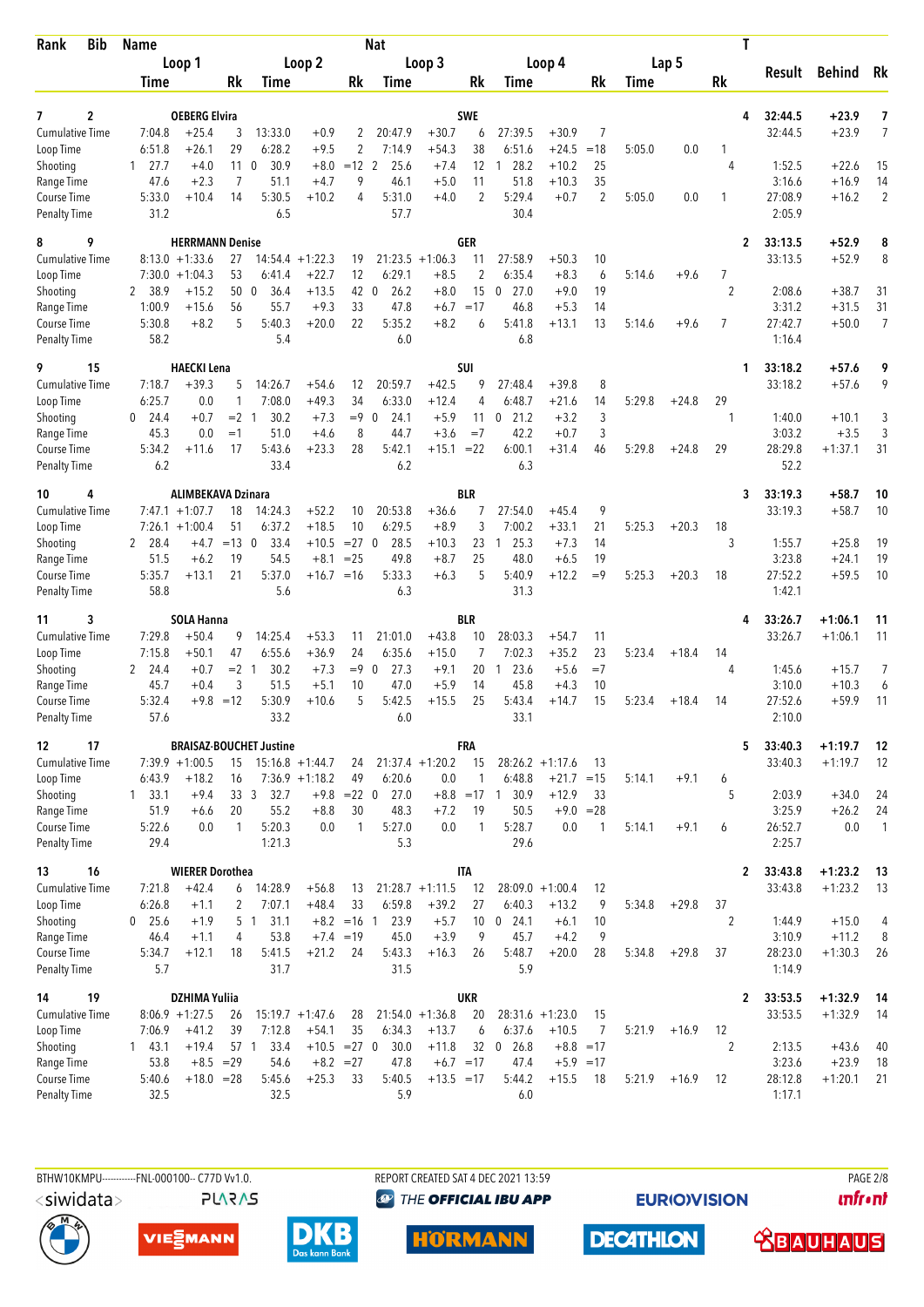| Rank | Bib | Name | | | Nat | | | | | | | | | | T | Result | Behind | Rk |
|---|---|---|---|---|---|---|---|---|---|---|---|---|---|---|---|---|---|---|
| | | Loop 1 | | | Loop 2 | | | Loop 3 | | | Loop 4 | | | Lap 5 | | | | |
| | | Time | | Rk | Time | | Rk | Time | | Rk | Time | | Rk | Time | | Rk | | |
| 7 | 2 | OEBERG Elvira | | | | | | SWE | | | | | | | | 4 | 32:44.5 | +23.9 | 7 |
| Cumulative Time | | 7:04.8 | +25.4 | 3 | 13:33.0 | +0.9 | 2 | 20:47.9 | +30.7 | 6 | 27:39.5 | +30.9 | 7 | | | | 32:44.5 | +23.9 | 7 |
| Loop Time | | 6:51.8 | +26.1 | 29 | 6:28.2 | +9.5 | 2 | 7:14.9 | +54.3 | 38 | 6:51.6 | +24.5 | =18 | 5:05.0 | 0.0 | 1 | | | |
| Shooting | | 1 27.7 | +4.0 | 11 | 0 30.9 | +8.0 | =12 | 2 25.6 | +7.4 | 12 | 1 28.2 | +10.2 | 25 | | | 4 | 1:52.5 | +22.6 | 15 |
| Range Time | | 47.6 | +2.3 | 7 | 51.1 | +4.7 | 9 | 46.1 | +5.0 | 11 | 51.8 | +10.3 | 35 | | | | 3:16.6 | +16.9 | 14 |
| Course Time | | 5:33.0 | +10.4 | 14 | 5:30.5 | +10.2 | 4 | 5:31.0 | +4.0 | 2 | 5:29.4 | +0.7 | 2 | 5:05.0 | 0.0 | 1 | 27:08.9 | +16.2 | 2 |
| Penalty Time | | 31.2 | | | 6.5 | | | 57.7 | | | 30.4 | | | | | | 2:05.9 | | |
| 8 | 9 | HERRMANN Denise | | | | | | GER | | | | | | | | 2 | 33:13.5 | +52.9 | 8 |
| Cumulative Time | | 8:13.0 | +1:33.6 | 27 | 14:54.4 | +1:22.3 | 19 | 21:23.5 | +1:06.3 | 11 | 27:58.9 | +50.3 | 10 | | | | 33:13.5 | +52.9 | 8 |
| Loop Time | | 7:30.0 | +1:04.3 | 53 | 6:41.4 | +22.7 | 12 | 6:29.1 | +8.5 | 2 | 6:35.4 | +8.3 | 6 | 5:14.6 | +9.6 | 7 | | | |
| Shooting | | 2 38.9 | +15.2 | 50 | 0 36.4 | +13.5 | 42 | 0 26.2 | +8.0 | 15 | 0 27.0 | +9.0 | 19 | | | 2 | 2:08.6 | +38.7 | 31 |
| Range Time | | 1:00.9 | +15.6 | 56 | 55.7 | +9.3 | 33 | 47.8 | +6.7 | =17 | 46.8 | +5.3 | 14 | | | | 3:31.2 | +31.5 | 31 |
| Course Time | | 5:30.8 | +8.2 | 5 | 5:40.3 | +20.0 | 22 | 5:35.2 | +8.2 | 6 | 5:41.8 | +13.1 | 13 | 5:14.6 | +9.6 | 7 | 27:42.7 | +50.0 | 7 |
| Penalty Time | | 58.2 | | | 5.4 | | | 6.0 | | | 6.8 | | | | | | 1:16.4 | | |
| 9 | 15 | HAECKI Lena | | | | | | SUI | | | | | | | | 1 | 33:18.2 | +57.6 | 9 |
| Cumulative Time | | 7:18.7 | +39.3 | 5 | 14:26.7 | +54.6 | 12 | 20:59.7 | +42.5 | 9 | 27:48.4 | +39.8 | 8 | | | | 33:18.2 | +57.6 | 9 |
| Loop Time | | 6:25.7 | 0.0 | 1 | 7:08.0 | +49.3 | 34 | 6:33.0 | +12.4 | 4 | 6:48.7 | +21.6 | 14 | 5:29.8 | +24.8 | 29 | | | |
| Shooting | | 0 24.4 | +0.7 | =2 | 1 30.2 | +7.3 | =9 | 0 24.1 | +5.9 | 11 | 0 21.2 | +3.2 | 3 | | | 1 | 1:40.0 | +10.1 | 3 |
| Range Time | | 45.3 | 0.0 | =1 | 51.0 | +4.6 | 8 | 44.7 | +3.6 | =7 | 42.2 | +0.7 | 3 | | | | 3:03.2 | +3.5 | 3 |
| Course Time | | 5:34.2 | +11.6 | 17 | 5:43.6 | +23.3 | 28 | 5:42.1 | +15.1 | =22 | 6:00.1 | +31.4 | 46 | 5:29.8 | +24.8 | 29 | 28:29.8 | +1:37.1 | 31 |
| Penalty Time | | 6.2 | | | 33.4 | | | 6.2 | | | 6.3 | | | | | | 52.2 | | |
| 10 | 4 | ALIMBEKAVA Dzinara | | | | | | BLR | | | | | | | | 3 | 33:19.3 | +58.7 | 10 |
| Cumulative Time | | 7:47.1 | +1:07.7 | 18 | 14:24.3 | +52.2 | 10 | 20:53.8 | +36.6 | 7 | 27:54.0 | +45.4 | 9 | | | | 33:19.3 | +58.7 | 10 |
| Loop Time | | 7:26.1 | +1:00.4 | 51 | 6:37.2 | +18.5 | 10 | 6:29.5 | +8.9 | 3 | 7:00.2 | +33.1 | 21 | 5:25.3 | +20.3 | 18 | | | |
| Shooting | | 2 28.4 | +4.7 | =13 | 0 33.4 | +10.5 | =27 | 0 28.5 | +10.3 | 23 | 1 25.3 | +7.3 | 14 | | | 3 | 1:55.7 | +25.8 | 19 |
| Range Time | | 51.5 | +6.2 | 19 | 54.5 | +8.1 | =25 | 49.8 | +8.7 | 25 | 48.0 | +6.5 | 19 | | | | 3:23.8 | +24.1 | 19 |
| Course Time | | 5:35.7 | +13.1 | 21 | 5:37.0 | +16.7 | =16 | 5:33.3 | +6.3 | 5 | 5:40.9 | +12.2 | =9 | 5:25.3 | +20.3 | 18 | 27:52.2 | +59.5 | 10 |
| Penalty Time | | 58.8 | | | 5.6 | | | 6.3 | | | 31.3 | | | | | | 1:42.1 | | |
| 11 | 3 | SOLA Hanna | | | | | | BLR | | | | | | | | 4 | 33:26.7 | +1:06.1 | 11 |
| Cumulative Time | | 7:29.8 | +50.4 | 9 | 14:25.4 | +53.3 | 11 | 21:01.0 | +43.8 | 10 | 28:03.3 | +54.7 | 11 | | | | 33:26.7 | +1:06.1 | 11 |
| Loop Time | | 7:15.8 | +50.1 | 47 | 6:55.6 | +36.9 | 24 | 6:35.6 | +15.0 | 7 | 7:02.3 | +35.2 | 23 | 5:23.4 | +18.4 | 14 | | | |
| Shooting | | 2 24.4 | +0.7 | =2 | 1 30.2 | +7.3 | =9 | 0 27.3 | +9.1 | 20 | 1 23.6 | +5.6 | =7 | | | 4 | 1:45.6 | +15.7 | 7 |
| Range Time | | 45.7 | +0.4 | 3 | 51.5 | +5.1 | 10 | 47.0 | +5.9 | 14 | 45.8 | +4.3 | 10 | | | | 3:10.0 | +10.3 | 6 |
| Course Time | | 5:32.4 | +9.8 | =12 | 5:30.9 | +10.6 | 5 | 5:42.5 | +15.5 | 25 | 5:43.4 | +14.7 | 15 | 5:23.4 | +18.4 | 14 | 27:52.6 | +59.9 | 11 |
| Penalty Time | | 57.6 | | | 33.2 | | | 6.0 | | | 33.1 | | | | | | 2:10.0 | | |
| 12 | 17 | BRAISAZ-BOUCHET Justine | | | | | | FRA | | | | | | | | 5 | 33:40.3 | +1:19.7 | 12 |
| Cumulative Time | | 7:39.9 | +1:00.5 | 15 | 15:16.8 | +1:44.7 | 24 | 21:37.4 | +1:20.2 | 15 | 28:26.2 | +1:17.6 | 13 | | | | 33:40.3 | +1:19.7 | 12 |
| Loop Time | | 6:43.9 | +18.2 | 16 | 7:36.9 | +1:18.2 | 49 | 6:20.6 | 0.0 | 1 | 6:48.8 | +21.7 | =15 | 5:14.1 | +9.1 | 6 | | | |
| Shooting | | 1 33.1 | +9.4 | 33 | 3 32.7 | +9.8 | =22 | 0 27.0 | +8.8 | =17 | 1 30.9 | +12.9 | 33 | | | 5 | 2:03.9 | +34.0 | 24 |
| Range Time | | 51.9 | +6.6 | 20 | 55.2 | +8.8 | 30 | 48.3 | +7.2 | 19 | 50.5 | +9.0 | =28 | | | | 3:25.9 | +26.2 | 24 |
| Course Time | | 5:22.6 | 0.0 | 1 | 5:20.3 | 0.0 | 1 | 5:27.0 | 0.0 | 1 | 5:28.7 | 0.0 | 1 | 5:14.1 | +9.1 | 6 | 26:52.7 | 0.0 | 1 |
| Penalty Time | | 29.4 | | | 1:21.3 | | | 5.3 | | | 29.6 | | | | | | 2:25.7 | | |
| 13 | 16 | WIERER Dorothea | | | | | | ITA | | | | | | | | 2 | 33:43.8 | +1:23.2 | 13 |
| Cumulative Time | | 7:21.8 | +42.4 | 6 | 14:28.9 | +56.8 | 13 | 21:28.7 | +1:11.5 | 12 | 28:09.0 | +1:00.4 | 12 | | | | 33:43.8 | +1:23.2 | 13 |
| Loop Time | | 6:26.8 | +1.1 | 2 | 7:07.1 | +48.4 | 33 | 6:59.8 | +39.2 | 27 | 6:40.3 | +13.2 | 9 | 5:34.8 | +29.8 | 37 | | | |
| Shooting | | 0 25.6 | +1.9 | 5 | 1 31.1 | +8.2 | =16 | 1 23.9 | +5.7 | 10 | 0 24.1 | +6.1 | 10 | | | 2 | 1:44.9 | +15.0 | 4 |
| Range Time | | 46.4 | +1.1 | 4 | 53.8 | +7.4 | =19 | 45.0 | +3.9 | 9 | 45.7 | +4.2 | 9 | | | | 3:10.9 | +11.2 | 8 |
| Course Time | | 5:34.7 | +12.1 | 18 | 5:41.5 | +21.2 | 24 | 5:43.3 | +16.3 | 26 | 5:48.7 | +20.0 | 28 | 5:34.8 | +29.8 | 37 | 28:23.0 | +1:30.3 | 26 |
| Penalty Time | | 5.7 | | | 31.7 | | | 31.5 | | | 5.9 | | | | | | 1:14.9 | | |
| 14 | 19 | DZHIMA Yuliia | | | | | | UKR | | | | | | | | 2 | 33:53.5 | +1:32.9 | 14 |
| Cumulative Time | | 8:06.9 | +1:27.5 | 26 | 15:19.7 | +1:47.6 | 28 | 21:54.0 | +1:36.8 | 20 | 28:31.6 | +1:23.0 | 15 | | | | 33:53.5 | +1:32.9 | 14 |
| Loop Time | | 7:06.9 | +41.2 | 39 | 7:12.8 | +54.1 | 35 | 6:34.3 | +13.7 | 6 | 6:37.6 | +10.5 | 7 | 5:21.9 | +16.9 | 12 | | | |
| Shooting | | 1 43.1 | +19.4 | 57 | 1 33.4 | +10.5 | =27 | 0 30.0 | +11.8 | 32 | 0 26.8 | +8.8 | =17 | | | 2 | 2:13.5 | +43.6 | 40 |
| Range Time | | 53.8 | +8.5 | =29 | 54.6 | +8.2 | =27 | 47.8 | +6.7 | =17 | 47.4 | +5.9 | =17 | | | | 3:23.6 | +23.9 | 18 |
| Course Time | | 5:40.6 | +18.0 | =28 | 5:45.6 | +25.3 | 33 | 5:40.5 | +13.5 | =17 | 5:44.2 | +15.5 | 18 | 5:21.9 | +16.9 | 12 | 28:12.8 | +1:20.1 | 21 |
| Penalty Time | | 32.5 | | | 32.5 | | | 5.9 | | | 6.0 | | | | | | 1:17.1 | | |

BTHW10KMPU-----------FNL-000100-- C77D Vv1.0. REPORT CREATED SAT 4 DEC 2021 13:59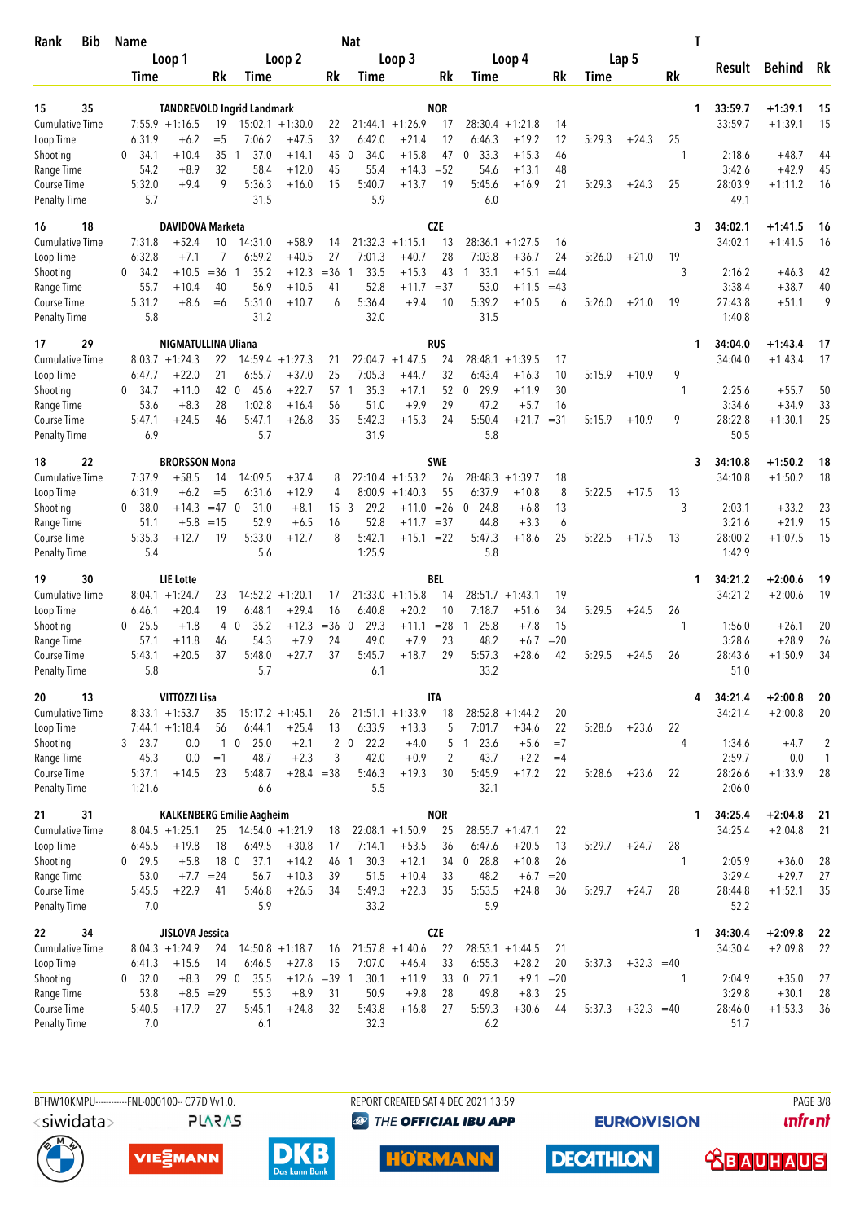| Rank | Bib | Name | | | | | | Nat | | | | | | | | | T | Result | Behind | Rk |
|---|---|---|---|---|---|---|---|---|---|---|---|---|---|---|---|---|---|---|---|---|
| | | Loop 1 | | | Loop 2 | | | Loop 3 | | | Loop 4 | | | Lap 5 | | | | | | |
| | | Time | | Rk | Time | | Rk | Time | | Rk | Time | | Rk | Time | | Rk | | | | |
| 15 | 35 | TANDREVOLD Ingrid Landmark | | | | | | NOR | | | | | | | | | 1 | 33:59.7 | +1:39.1 | 15 |
| Cumulative Time | | 7:55.9 | +1:16.5 | 19 | 15:02.1 | +1:30.0 | 22 | 21:44.1 | +1:26.9 | 17 | 28:30.4 | +1:21.8 | 14 | | | | | 33:59.7 | +1:39.1 | 15 |
| Loop Time | | 6:31.9 | +6.2 | =5 | 7:06.2 | +47.5 | 32 | 6:42.0 | +21.4 | 12 | 6:46.3 | +19.2 | 12 | 5:29.3 | +24.3 | 25 | | | | |
| Shooting | | 0 34.1 | +10.4 | 35 | 1 37.0 | +14.1 | 45 | 0 34.0 | +15.8 | 47 | 0 33.3 | +15.3 | 46 | | | | 1 | 2:18.6 | +48.7 | 44 |
| Range Time | | 54.2 | +8.9 | 32 | 58.4 | +12.0 | 45 | 55.4 | +14.3 | =52 | 54.6 | +13.1 | 48 | | | | | 3:42.6 | +42.9 | 45 |
| Course Time | | 5:32.0 | +9.4 | 9 | 5:36.3 | +16.0 | 15 | 5:40.7 | +13.7 | 19 | 5:45.6 | +16.9 | 21 | 5:29.3 | +24.3 | 25 | | 28:03.9 | +1:11.2 | 16 |
| Penalty Time | | 5.7 | | | 31.5 | | | 5.9 | | | 6.0 | | | | | | | 49.1 | | |
| 16 | 18 | DAVIDOVA Marketa | | | | | | CZE | | | | | | | | | 3 | 34:02.1 | +1:41.5 | 16 |
| Cumulative Time | | 7:31.8 | +52.4 | 10 | 14:31.0 | +58.9 | 14 | 21:32.3 | +1:15.1 | 13 | 28:36.1 | +1:27.5 | 16 | | | | | 34:02.1 | +1:41.5 | 16 |
| Loop Time | | 6:32.8 | +7.1 | 7 | 6:59.2 | +40.5 | 27 | 7:01.3 | +40.7 | 28 | 7:03.8 | +36.7 | 24 | 5:26.0 | +21.0 | 19 | | | | |
| Shooting | | 0 34.2 | +10.5 | =36 | 1 35.2 | +12.3 | =36 | 1 33.5 | +15.3 | 43 | 1 33.1 | +15.1 | =44 | | | | 3 | 2:16.2 | +46.3 | 42 |
| Range Time | | 55.7 | +10.4 | 40 | 56.9 | +10.5 | 41 | 52.8 | +11.7 | =37 | 53.0 | +11.5 | =43 | | | | | 3:38.4 | +38.7 | 40 |
| Course Time | | 5:31.2 | +8.6 | =6 | 5:31.0 | +10.7 | 6 | 5:36.4 | +9.4 | 10 | 5:39.2 | +10.5 | 6 | 5:26.0 | +21.0 | 19 | | 27:43.8 | +51.1 | 9 |
| Penalty Time | | 5.8 | | | 31.2 | | | 32.0 | | | 31.5 | | | | | | | 1:40.8 | | |
| 17 | 29 | NIGMATULLINA Uliana | | | | | | RUS | | | | | | | | | 1 | 34:04.0 | +1:43.4 | 17 |
| Cumulative Time | | 8:03.7 | +1:24.3 | 22 | 14:59.4 | +1:27.3 | 21 | 22:04.7 | +1:47.5 | 24 | 28:48.1 | +1:39.5 | 17 | | | | | 34:04.0 | +1:43.4 | 17 |
| Loop Time | | 6:47.7 | +22.0 | 21 | 6:55.7 | +37.0 | 25 | 7:05.3 | +44.7 | 32 | 6:43.4 | +16.3 | 10 | 5:15.9 | +10.9 | 9 | | | | |
| Shooting | | 0 34.7 | +11.0 | 42 | 0 45.6 | +22.7 | 57 | 1 35.3 | +17.1 | 52 | 0 29.9 | +11.9 | 30 | | | | 1 | 2:25.6 | +55.7 | 50 |
| Range Time | | 53.6 | +8.3 | 28 | 1:02.8 | +16.4 | 56 | 51.0 | +9.9 | 29 | 47.2 | +5.7 | 16 | | | | | 3:34.6 | +34.9 | 33 |
| Course Time | | 5:47.1 | +24.5 | 46 | 5:47.1 | +26.8 | 35 | 5:42.3 | +15.3 | 24 | 5:50.4 | +21.7 | =31 | 5:15.9 | +10.9 | 9 | | 28:22.8 | +1:30.1 | 25 |
| Penalty Time | | 6.9 | | | 5.7 | | | 31.9 | | | 5.8 | | | | | | | 50.5 | | |
| 18 | 22 | BRORSSON Mona | | | | | | SWE | | | | | | | | | 3 | 34:10.8 | +1:50.2 | 18 |
| Cumulative Time | | 7:37.9 | +58.5 | 14 | 14:09.5 | +37.4 | 8 | 22:10.4 | +1:53.2 | 26 | 28:48.3 | +1:39.7 | 18 | | | | | 34:10.8 | +1:50.2 | 18 |
| Loop Time | | 6:31.9 | +6.2 | =5 | 6:31.6 | +12.9 | 4 | 8:00.9 | +1:40.3 | 55 | 6:37.9 | +10.8 | 8 | 5:22.5 | +17.5 | 13 | | | | |
| Shooting | | 0 38.0 | +14.3 | =47 | 0 31.0 | +8.1 | 15 | 3 29.2 | +11.0 | =26 | 0 24.8 | +6.8 | 13 | | | | 3 | 2:03.1 | +33.2 | 23 |
| Range Time | | 51.1 | +5.8 | =15 | 52.9 | +6.5 | 16 | 52.8 | +11.7 | =37 | 44.8 | +3.3 | 6 | | | | | 3:21.6 | +21.9 | 15 |
| Course Time | | 5:35.3 | +12.7 | 19 | 5:33.0 | +12.7 | 8 | 5:42.1 | +15.1 | =22 | 5:47.3 | +18.6 | 25 | 5:22.5 | +17.5 | 13 | | 28:00.2 | +1:07.5 | 15 |
| Penalty Time | | 5.4 | | | 5.6 | | | 1:25.9 | | | 5.8 | | | | | | | 1:42.9 | | |
| 19 | 30 | LIE Lotte | | | | | | BEL | | | | | | | | | 1 | 34:21.2 | +2:00.6 | 19 |
| Cumulative Time | | 8:04.1 | +1:24.7 | 23 | 14:52.2 | +1:20.1 | 17 | 21:33.0 | +1:15.8 | 14 | 28:51.7 | +1:43.1 | 19 | | | | | 34:21.2 | +2:00.6 | 19 |
| Loop Time | | 6:46.1 | +20.4 | 19 | 6:48.1 | +29.4 | 16 | 6:40.8 | +20.2 | 10 | 7:18.7 | +51.6 | 34 | 5:29.5 | +24.5 | 26 | | | | |
| Shooting | | 0 25.5 | +1.8 | 4 | 0 35.2 | +12.3 | =36 | 0 29.3 | +11.1 | =28 | 1 25.8 | +7.8 | 15 | | | | 1 | 1:56.0 | +26.1 | 20 |
| Range Time | | 57.1 | +11.8 | 46 | 54.3 | +7.9 | 24 | 49.0 | +7.9 | 23 | 48.2 | +6.7 | =20 | | | | | 3:28.6 | +28.9 | 26 |
| Course Time | | 5:43.1 | +20.5 | 37 | 5:48.0 | +27.7 | 37 | 5:45.7 | +18.7 | 29 | 5:57.3 | +28.6 | 42 | 5:29.5 | +24.5 | 26 | | 28:43.6 | +1:50.9 | 34 |
| Penalty Time | | 5.8 | | | 5.7 | | | 6.1 | | | 33.2 | | | | | | | 51.0 | | |
| 20 | 13 | VITTOZZI Lisa | | | | | | ITA | | | | | | | | | 4 | 34:21.4 | +2:00.8 | 20 |
| Cumulative Time | | 8:33.1 | +1:53.7 | 35 | 15:17.2 | +1:45.1 | 26 | 21:51.1 | +1:33.9 | 18 | 28:52.8 | +1:44.2 | 20 | | | | | 34:21.4 | +2:00.8 | 20 |
| Loop Time | | 7:44.1 | +1:18.4 | 56 | 6:44.1 | +25.4 | 13 | 6:33.9 | +13.3 | 5 | 7:01.7 | +34.6 | 22 | 5:28.6 | +23.6 | 22 | | | | |
| Shooting | | 3 23.7 | 0.0 | 1 | 0 25.0 | +2.1 | 2 | 0 22.2 | +4.0 | 5 | 1 23.6 | +5.6 | =7 | | | | 4 | 1:34.6 | +4.7 | 2 |
| Range Time | | 45.3 | 0.0 | =1 | 48.7 | +2.3 | 3 | 42.0 | +0.9 | 2 | 43.7 | +2.2 | =4 | | | | | 2:59.7 | 0.0 | 1 |
| Course Time | | 5:37.1 | +14.5 | 23 | 5:48.7 | +28.4 | =38 | 5:46.3 | +19.3 | 30 | 5:45.9 | +17.2 | 22 | 5:28.6 | +23.6 | 22 | | 28:26.6 | +1:33.9 | 28 |
| Penalty Time | | 1:21.6 | | | 6.6 | | | 5.5 | | | 32.1 | | | | | | | 2:06.0 | | |
| 21 | 31 | KALKENBERG Emilie Aagheim | | | | | | NOR | | | | | | | | | 1 | 34:25.4 | +2:04.8 | 21 |
| Cumulative Time | | 8:04.5 | +1:25.1 | 25 | 14:54.0 | +1:21.9 | 18 | 22:08.1 | +1:50.9 | 25 | 28:55.7 | +1:47.1 | 22 | | | | | 34:25.4 | +2:04.8 | 21 |
| Loop Time | | 6:45.5 | +19.8 | 18 | 6:49.5 | +30.8 | 17 | 7:14.1 | +53.5 | 36 | 6:47.6 | +20.5 | 13 | 5:29.7 | +24.7 | 28 | | | | |
| Shooting | | 0 29.5 | +5.8 | 18 | 0 37.1 | +14.2 | 46 | 1 30.3 | +12.1 | 34 | 0 28.8 | +10.8 | 26 | | | | 1 | 2:05.9 | +36.0 | 28 |
| Range Time | | 53.0 | +7.7 | =24 | 56.7 | +10.3 | 39 | 51.5 | +10.4 | 33 | 48.2 | +6.7 | =20 | | | | | 3:29.4 | +29.7 | 27 |
| Course Time | | 5:45.5 | +22.9 | 41 | 5:46.8 | +26.5 | 34 | 5:49.3 | +22.3 | 35 | 5:53.5 | +24.8 | 36 | 5:29.7 | +24.7 | 28 | | 28:44.8 | +1:52.1 | 35 |
| Penalty Time | | 7.0 | | | 5.9 | | | 33.2 | | | 5.9 | | | | | | | 52.2 | | |
| 22 | 34 | JISLOVA Jessica | | | | | | CZE | | | | | | | | | 1 | 34:30.4 | +2:09.8 | 22 |
| Cumulative Time | | 8:04.3 | +1:24.9 | 24 | 14:50.8 | +1:18.7 | 16 | 21:57.8 | +1:40.6 | 22 | 28:53.1 | +1:44.5 | 21 | | | | | 34:30.4 | +2:09.8 | 22 |
| Loop Time | | 6:41.3 | +15.6 | 14 | 6:46.5 | +27.8 | 15 | 7:07.0 | +46.4 | 33 | 6:55.3 | +28.2 | 20 | 5:37.3 | +32.3 | =40 | | | | |
| Shooting | | 0 32.0 | +8.3 | 29 | 0 35.5 | +12.6 | =39 | 1 30.1 | +11.9 | 33 | 0 27.1 | +9.1 | =20 | | | | 1 | 2:04.9 | +35.0 | 27 |
| Range Time | | 53.8 | +8.5 | =29 | 55.3 | +8.9 | 31 | 50.9 | +9.8 | 28 | 49.8 | +8.3 | 25 | | | | | 3:29.8 | +30.1 | 28 |
| Course Time | | 5:40.5 | +17.9 | 27 | 5:45.1 | +24.8 | 32 | 5:43.8 | +16.8 | 27 | 5:59.3 | +30.6 | 44 | 5:37.3 | +32.3 | =40 | | 28:46.0 | +1:53.3 | 36 |
| Penalty Time | | 7.0 | | | 6.1 | | | 32.3 | | | 6.2 | | | | | | | 51.7 | | |

BTHW10KMPU-----------FNL-000100-- C77D Vv1.0. REPORT CREATED SAT 4 DEC 2021 13:59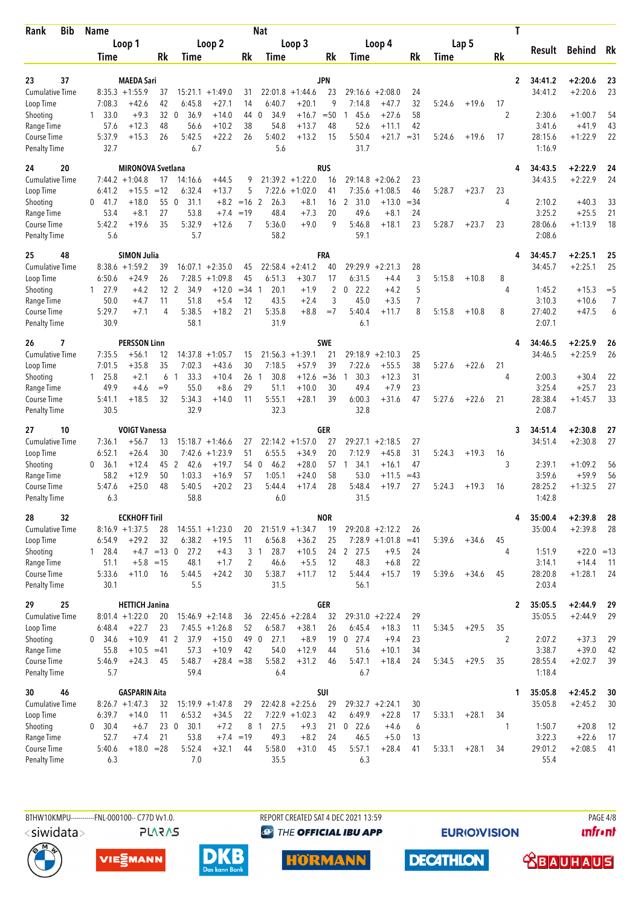| Rank | Bib | Name | | | | | | Nat | | | | | | | | | T | Result | Behind | Rk |
|---|---|---|---|---|---|---|---|---|---|---|---|---|---|---|---|---|---|---|---|---|
| | | Loop 1 | | | Loop 2 | | | Loop 3 | | | Loop 4 | | | Lap 5 | | | | | | |
| | | Time | | Rk | Time | | Rk | Time | | Rk | Time | | Rk | Time | | Rk | | | | |
| 23 | 37 | MAEDA Sari | | | | | | JPN | | | | | | | | | 2 | 34:41.2 | +2:20.6 | 23 |
| Cumulative Time | | 8:35.3 | +1:55.9 | 37 | 15:21.1 | +1:49.0 | 31 | 22:01.8 | +1:44.6 | 23 | 29:16.6 | +2:08.0 | 24 | | | | | 34:41.2 | +2:20.6 | 23 |
| Loop Time | | 7:08.3 | +42.6 | 42 | 6:45.8 | +27.1 | 14 | 6:40.7 | +20.1 | 9 | 7:14.8 | +47.7 | 32 | 5:24.6 | +19.6 | 17 | | | | |
| Shooting | | 1 33.0 | +9.3 | 32 | 0 36.9 | +14.0 | 44 | 0 34.9 | +16.7 | =50 | 1 45.6 | +27.6 | 58 | | | | 2 | 2:30.6 | +1:00.7 | 54 |
| Range Time | | 57.6 | +12.3 | 48 | 56.6 | +10.2 | 38 | 54.8 | +13.7 | 48 | 52.6 | +11.1 | 42 | | | | | 3:41.6 | +41.9 | 43 |
| Course Time | | 5:37.9 | +15.3 | 26 | 5:42.5 | +22.2 | 26 | 5:40.2 | +13.2 | 15 | 5:50.4 | +21.7 | =31 | 5:24.6 | +19.6 | 17 | | 28:15.6 | +1:22.9 | 22 |
| Penalty Time | | 32.7 | | | 6.7 | | | 5.6 | | | 31.7 | | | | | | | 1:16.9 | | |
| 24 | 20 | MIRONOVA Svetlana | | | | | | RUS | | | | | | | | | 4 | 34:43.5 | +2:22.9 | 24 |
| Cumulative Time | | 7:44.2 | +1:04.8 | 17 | 14:16.6 | +44.5 | 9 | 21:39.2 | +1:22.0 | 16 | 29:14.8 | +2:06.2 | 23 | | | | | 34:43.5 | +2:22.9 | 24 |
| Loop Time | | 6:41.2 | +15.5 | =12 | 6:32.4 | +13.7 | 5 | 7:22.6 | +1:02.0 | 41 | 7:35.6 | +1:08.5 | 46 | 5:28.7 | +23.7 | 23 | | | | |
| Shooting | | 0 41.7 | +18.0 | 55 | 0 31.1 | +8.2 | =16 | 2 26.3 | +8.1 | 16 | 2 31.0 | +13.0 | =34 | | | | 4 | 2:10.2 | +40.3 | 33 |
| Range Time | | 53.4 | +8.1 | 27 | 53.8 | +7.4 | =19 | 48.4 | +7.3 | 20 | 49.6 | +8.1 | 24 | | | | | 3:25.2 | +25.5 | 21 |
| Course Time | | 5:42.2 | +19.6 | 35 | 5:32.9 | +12.6 | 7 | 5:36.0 | +9.0 | 9 | 5:46.8 | +18.1 | 23 | 5:28.7 | +23.7 | 23 | | 28:06.6 | +1:13.9 | 18 |
| Penalty Time | | 5.6 | | | 5.7 | | | 58.2 | | | 59.1 | | | | | | | 2:08.6 | | |
| 25 | 48 | SIMON Julia | | | | | | FRA | | | | | | | | | 4 | 34:45.7 | +2:25.1 | 25 |
| Cumulative Time | | 8:38.6 | +1:59.2 | 39 | 16:07.1 | +2:35.0 | 45 | 22:58.4 | +2:41.2 | 40 | 29:29.9 | +2:21.3 | 28 | | | | | 34:45.7 | +2:25.1 | 25 |
| Loop Time | | 6:50.6 | +24.9 | 26 | 7:28.5 | +1:09.8 | 45 | 6:51.3 | +30.7 | 17 | 6:31.5 | +4.4 | 3 | 5:15.8 | +10.8 | 8 | | | | |
| Shooting | | 1 27.9 | +4.2 | 12 | 2 34.9 | +12.0 | =34 | 1 20.1 | +1.9 | 2 | 0 22.2 | +4.2 | 5 | | | | 4 | 1:45.2 | +15.3 | =5 |
| Range Time | | 50.0 | +4.7 | 11 | 51.8 | +5.4 | 12 | 43.5 | +2.4 | 3 | 45.0 | +3.5 | 7 | | | | | 3:10.3 | +10.6 | 7 |
| Course Time | | 5:29.7 | +7.1 | 4 | 5:38.5 | +18.2 | 21 | 5:35.8 | +8.8 | =7 | 5:40.4 | +11.7 | 8 | 5:15.8 | +10.8 | 8 | | 27:40.2 | +47.5 | 6 |
| Penalty Time | | 30.9 | | | 58.1 | | | 31.9 | | | 6.1 | | | | | | | 2:07.1 | | |
| 26 | 7 | PERSSON Linn | | | | | | SWE | | | | | | | | | 4 | 34:46.5 | +2:25.9 | 26 |
| Cumulative Time | | 7:35.5 | +56.1 | 12 | 14:37.8 | +1:05.7 | 15 | 21:56.3 | +1:39.1 | 21 | 29:18.9 | +2:10.3 | 25 | | | | | 34:46.5 | +2:25.9 | 26 |
| Loop Time | | 7:01.5 | +35.8 | 35 | 7:02.3 | +43.6 | 30 | 7:18.5 | +57.9 | 39 | 7:22.6 | +55.5 | 38 | 5:27.6 | +22.6 | 21 | | | | |
| Shooting | | 1 25.8 | +2.1 | 6 | 1 33.3 | +10.4 | 26 | 1 30.8 | +12.6 | =36 | 1 30.3 | +12.3 | 31 | | | | 4 | 2:00.3 | +30.4 | 22 |
| Range Time | | 49.9 | +4.6 | =9 | 55.0 | +8.6 | 29 | 51.1 | +10.0 | 30 | 49.4 | +7.9 | 23 | | | | | 3:25.4 | +25.7 | 23 |
| Course Time | | 5:41.1 | +18.5 | 32 | 5:34.3 | +14.0 | 11 | 5:55.1 | +28.1 | 39 | 6:00.3 | +31.6 | 47 | 5:27.6 | +22.6 | 21 | | 28:38.4 | +1:45.7 | 33 |
| Penalty Time | | 30.5 | | | 32.9 | | | 32.3 | | | 32.8 | | | | | | | 2:08.7 | | |
| 27 | 10 | VOIGT Vanessa | | | | | | GER | | | | | | | | | 3 | 34:51.4 | +2:30.8 | 27 |
| Cumulative Time | | 7:36.1 | +56.7 | 13 | 15:18.7 | +1:46.6 | 27 | 22:14.2 | +1:57.0 | 27 | 29:27.1 | +2:18.5 | 27 | | | | | 34:51.4 | +2:30.8 | 27 |
| Loop Time | | 6:52.1 | +26.4 | 30 | 7:42.6 | +1:23.9 | 51 | 6:55.5 | +34.9 | 20 | 7:12.9 | +45.8 | 31 | 5:24.3 | +19.3 | 16 | | | | |
| Shooting | | 0 36.1 | +12.4 | 45 | 2 42.6 | +19.7 | 54 | 0 46.2 | +28.0 | 57 | 1 34.1 | +16.1 | 47 | | | | 3 | 2:39.1 | +1:09.2 | 56 |
| Range Time | | 58.2 | +12.9 | 50 | 1:03.3 | +16.9 | 57 | 1:05.1 | +24.0 | 58 | 53.0 | +11.5 | =43 | | | | | 3:59.6 | +59.9 | 56 |
| Course Time | | 5:47.6 | +25.0 | 48 | 5:40.5 | +20.2 | 23 | 5:44.4 | +17.4 | 28 | 5:48.4 | +19.7 | 27 | 5:24.3 | +19.3 | 16 | | 28:25.2 | +1:32.5 | 27 |
| Penalty Time | | 6.3 | | | 58.8 | | | 6.0 | | | 31.5 | | | | | | | 1:42.8 | | |
| 28 | 32 | ECKHOFF Tiril | | | | | | NOR | | | | | | | | | 4 | 35:00.4 | +2:39.8 | 28 |
| Cumulative Time | | 8:16.9 | +1:37.5 | 28 | 14:55.1 | +1:23.0 | 20 | 21:51.9 | +1:34.7 | 19 | 29:20.8 | +2:12.2 | 26 | | | | | 35:00.4 | +2:39.8 | 28 |
| Loop Time | | 6:54.9 | +29.2 | 32 | 6:38.2 | +19.5 | 11 | 6:56.8 | +36.2 | 25 | 7:28.9 | +1:01.8 | =41 | 5:39.6 | +34.6 | 45 | | | | |
| Shooting | | 1 28.4 | +4.7 | =13 | 0 27.2 | +4.3 | 3 | 1 28.7 | +10.5 | 24 | 2 27.5 | +9.5 | 24 | | | | 4 | 1:51.9 | +22.0 | =13 |
| Range Time | | 51.1 | +5.8 | =15 | 48.1 | +1.7 | 2 | 46.6 | +5.5 | 12 | 48.3 | +6.8 | 22 | | | | | 3:14.1 | +14.4 | 11 |
| Course Time | | 5:33.6 | +11.0 | 16 | 5:44.5 | +24.2 | 30 | 5:38.7 | +11.7 | 12 | 5:44.4 | +15.7 | 19 | 5:39.6 | +34.6 | 45 | | 28:20.8 | +1:28.1 | 24 |
| Penalty Time | | 30.1 | | | 5.5 | | | 31.5 | | | 56.1 | | | | | | | 2:03.4 | | |
| 29 | 25 | HETTICH Janina | | | | | | GER | | | | | | | | | 2 | 35:05.5 | +2:44.9 | 29 |
| Cumulative Time | | 8:01.4 | +1:22.0 | 20 | 15:46.9 | +2:14.8 | 36 | 22:45.6 | +2:28.4 | 32 | 29:31.0 | +2:22.4 | 29 | | | | | 35:05.5 | +2:44.9 | 29 |
| Loop Time | | 6:48.4 | +22.7 | 23 | 7:45.5 | +1:26.8 | 52 | 6:58.7 | +38.1 | 26 | 6:45.4 | +18.3 | 11 | 5:34.5 | +29.5 | 35 | | | | |
| Shooting | | 0 34.6 | +10.9 | 41 | 2 37.9 | +15.0 | 49 | 0 27.1 | +8.9 | 19 | 0 27.4 | +9.4 | 23 | | | | 2 | 2:07.2 | +37.3 | 29 |
| Range Time | | 55.8 | +10.5 | =41 | 57.3 | +10.9 | 42 | 54.0 | +12.9 | 44 | 51.6 | +10.1 | 34 | | | | | 3:38.7 | +39.0 | 42 |
| Course Time | | 5:46.9 | +24.3 | 45 | 5:48.7 | +28.4 | =38 | 5:58.2 | +31.2 | 46 | 5:47.1 | +18.4 | 24 | 5:34.5 | +29.5 | 35 | | 28:55.4 | +2:02.7 | 39 |
| Penalty Time | | 5.7 | | | 59.4 | | | 6.4 | | | 6.7 | | | | | | | 1:18.4 | | |
| 30 | 46 | GASPARIN Aita | | | | | | SUI | | | | | | | | | 1 | 35:05.8 | +2:45.2 | 30 |
| Cumulative Time | | 8:26.7 | +1:47.3 | 32 | 15:19.9 | +1:47.8 | 29 | 22:42.8 | +2:25.6 | 29 | 29:32.7 | +2:24.1 | 30 | | | | | 35:05.8 | +2:45.2 | 30 |
| Loop Time | | 6:39.7 | +14.0 | 11 | 6:53.2 | +34.5 | 22 | 7:22.9 | +1:02.3 | 42 | 6:49.9 | +22.8 | 17 | 5:33.1 | +28.1 | 34 | | | | |
| Shooting | | 0 30.4 | +6.7 | 23 | 0 30.1 | +7.2 | 8 | 1 27.5 | +9.3 | 21 | 0 22.6 | +4.6 | 6 | | | | 1 | 1:50.7 | +20.8 | 12 |
| Range Time | | 52.7 | +7.4 | 21 | 53.8 | +7.4 | =19 | 49.3 | +8.2 | 24 | 46.5 | +5.0 | 13 | | | | | 3:22.3 | +22.6 | 17 |
| Course Time | | 5:40.6 | +18.0 | =28 | 5:52.4 | +32.1 | 44 | 5:58.0 | +31.0 | 45 | 5:57.1 | +28.4 | 41 | 5:33.1 | +28.1 | 34 | | 29:01.2 | +2:08.5 | 41 |
| Penalty Time | | 6.3 | | | 7.0 | | | 35.5 | | | 6.3 | | | | | | | 55.4 | | |

BTHW10KMPU-----------FNL-000100-- C77D Vv1.0. REPORT CREATED SAT 4 DEC 2021 13:59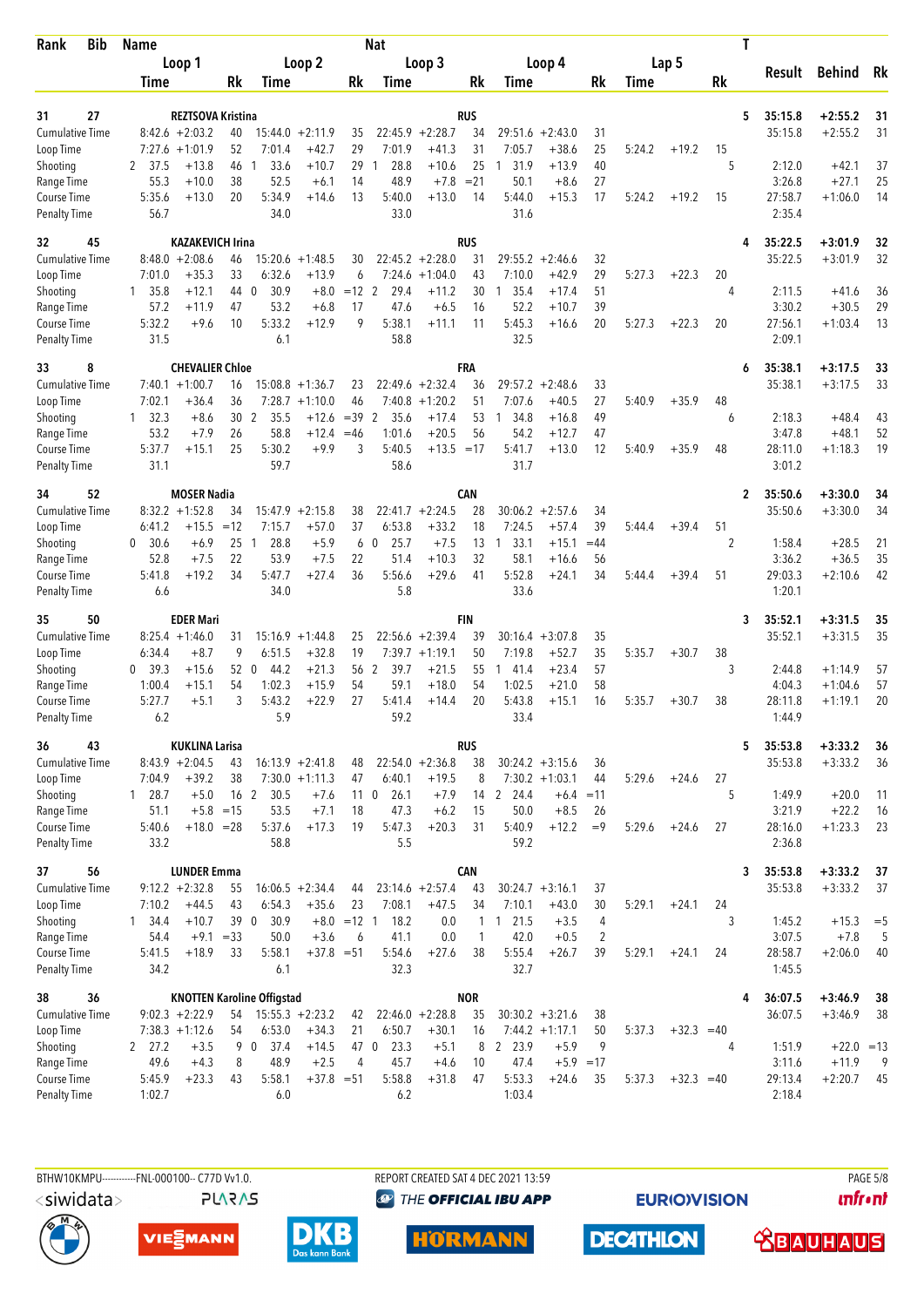| Rank | Bib | Name | | | Nat | | | | | | | | | T | Result | Behind | Rk |
|---|---|---|---|---|---|---|---|---|---|---|---|---|---|---|---|---|---|
| | | Loop 1 | | Loop 2 | | Loop 3 | | Loop 4 | | Lap 5 | | | | | | | |
| | | Time | Rk | Time | Rk | Time | Rk | Time | Rk | Time | | Rk | | | | | |
| 31 | 27 | REZTSOVA Kristina | | | | RUS | | | | | | | | 5 | 35:15.8 | +2:55.2 | 31 |
| Cumulative Time | | 8:42.6 +2:03.2 | 40 | 15:44.0 +2:11.9 | 35 | 22:45.9 +2:28.7 | 34 | 29:51.6 +2:43.0 | 31 | | | | | | 35:15.8 | +2:55.2 | 31 |
| Loop Time | | 7:27.6 +1:01.9 | 52 | 7:01.4 +42.7 | 29 | 7:01.9 +41.3 | 31 | 7:05.7 +38.6 | 25 | 5:24.2 | +19.2 | 15 | | | | | |
| Shooting | | 2 37.5 +13.8 | 46 | 1 33.6 +10.7 | 29 | 1 28.8 +10.6 | 25 | 1 31.9 +13.9 | 40 | | | | 5 | | 2:12.0 | +42.1 | 37 |
| Range Time | | 55.3 +10.0 | 38 | 52.5 +6.1 | 14 | 48.9 +7.8 | =21 | 50.1 +8.6 | 27 | | | | | | 3:26.8 | +27.1 | 25 |
| Course Time | | 5:35.6 +13.0 | 20 | 5:34.9 +14.6 | 13 | 5:40.0 +13.0 | 14 | 5:44.0 +15.3 | 17 | 5:24.2 | +19.2 | 15 | | | 27:58.7 | +1:06.0 | 14 |
| Penalty Time | | 56.7 | | 34.0 | | 33.0 | | 31.6 | | | | | | | 2:35.4 | | |
| 32 | 45 | KAZAKEVICH Irina | | | | RUS | | | | | | | | 4 | 35:22.5 | +3:01.9 | 32 |
| Cumulative Time | | 8:48.0 +2:08.6 | 46 | 15:20.6 +1:48.5 | 30 | 22:45.2 +2:28.0 | 31 | 29:55.2 +2:46.6 | 32 | | | | | | 35:22.5 | +3:01.9 | 32 |
| Loop Time | | 7:01.0 +35.3 | 33 | 6:32.6 +13.9 | 6 | 7:24.6 +1:04.0 | 43 | 7:10.0 +42.9 | 29 | 5:27.3 | +22.3 | 20 | | | | | |
| Shooting | | 1 35.8 +12.1 | 44 | 0 30.9 +8.0 | =12 | 2 29.4 +11.2 | 30 | 1 35.4 +17.4 | 51 | | | | 4 | | 2:11.5 | +41.6 | 36 |
| Range Time | | 57.2 +11.9 | 47 | 53.2 +6.8 | 17 | 47.6 +6.5 | 16 | 52.2 +10.7 | 39 | | | | | | 3:30.2 | +30.5 | 29 |
| Course Time | | 5:32.2 +9.6 | 10 | 5:33.2 +12.9 | 9 | 5:38.1 +11.1 | 11 | 5:45.3 +16.6 | 20 | 5:27.3 | +22.3 | 20 | | | 27:56.1 | +1:03.4 | 13 |
| Penalty Time | | 31.5 | | 6.1 | | 58.8 | | 32.5 | | | | | | | 2:09.1 | | |
| 33 | 8 | CHEVALIER Chloe | | | | FRA | | | | | | | | 6 | 35:38.1 | +3:17.5 | 33 |
| Cumulative Time | | 7:40.1 +1:00.7 | 16 | 15:08.8 +1:36.7 | 23 | 22:49.6 +2:32.4 | 36 | 29:57.2 +2:48.6 | 33 | | | | | | 35:38.1 | +3:17.5 | 33 |
| Loop Time | | 7:02.1 +36.4 | 36 | 7:28.7 +1:10.0 | 46 | 7:40.8 +1:20.2 | 51 | 7:07.6 +40.5 | 27 | 5:40.9 | +35.9 | 48 | | | | | |
| Shooting | | 1 32.3 +8.6 | 30 | 2 35.5 +12.6 | =39 | 2 35.6 +17.4 | 53 | 1 34.8 +16.8 | 49 | | | | 6 | | 2:18.3 | +48.4 | 43 |
| Range Time | | 53.2 +7.9 | 26 | 58.8 +12.4 | =46 | 1:01.6 +20.5 | 56 | 54.2 +12.7 | 47 | | | | | | 3:47.8 | +48.1 | 52 |
| Course Time | | 5:37.7 +15.1 | 25 | 5:30.2 +9.9 | 3 | 5:40.5 +13.5 | =17 | 5:41.7 +13.0 | 12 | 5:40.9 | +35.9 | 48 | | | 28:11.0 | +1:18.3 | 19 |
| Penalty Time | | 31.1 | | 59.7 | | 58.6 | | 31.7 | | | | | | | 3:01.2 | | |
| 34 | 52 | MOSER Nadia | | | | CAN | | | | | | | | 2 | 35:50.6 | +3:30.0 | 34 |
| Cumulative Time | | 8:32.2 +1:52.8 | 34 | 15:47.9 +2:15.8 | 38 | 22:41.7 +2:24.5 | 28 | 30:06.2 +2:57.6 | 34 | | | | | | 35:50.6 | +3:30.0 | 34 |
| Loop Time | | 6:41.2 +15.5 | =12 | 7:15.7 +57.0 | 37 | 6:53.8 +33.2 | 18 | 7:24.5 +57.4 | 39 | 5:44.4 | +39.4 | 51 | | | | | |
| Shooting | | 0 30.6 +6.9 | 25 | 1 28.8 +5.9 | 6 | 0 25.7 +7.5 | 13 | 1 33.1 +15.1 | =44 | | | | 2 | | 1:58.4 | +28.5 | 21 |
| Range Time | | 52.8 +7.5 | 22 | 53.9 +7.5 | 22 | 51.4 +10.3 | 32 | 58.1 +16.6 | 56 | | | | | | 3:36.2 | +36.5 | 35 |
| Course Time | | 5:41.8 +19.2 | 34 | 5:47.7 +27.4 | 36 | 5:56.6 +29.6 | 41 | 5:52.8 +24.1 | 34 | 5:44.4 | +39.4 | 51 | | | 29:03.3 | +2:10.6 | 42 |
| Penalty Time | | 6.6 | | 34.0 | | 5.8 | | 33.6 | | | | | | | 1:20.1 | | |
| 35 | 50 | EDER Mari | | | | FIN | | | | | | | | 3 | 35:52.1 | +3:31.5 | 35 |
| Cumulative Time | | 8:25.4 +1:46.0 | 31 | 15:16.9 +1:44.8 | 25 | 22:56.6 +2:39.4 | 39 | 30:16.4 +3:07.8 | 35 | | | | | | 35:52.1 | +3:31.5 | 35 |
| Loop Time | | 6:34.4 +8.7 | 9 | 6:51.5 +32.8 | 19 | 7:39.7 +1:19.1 | 50 | 7:19.8 +52.7 | 35 | 5:35.7 | +30.7 | 38 | | | | | |
| Shooting | | 0 39.3 +15.6 | 52 | 0 44.2 +21.3 | 56 | 2 39.7 +21.5 | 55 | 1 41.4 +23.4 | 57 | | | | 3 | | 2:44.8 | +1:14.9 | 57 |
| Range Time | | 1:00.4 +15.1 | 54 | 1:02.3 +15.9 | 54 | 59.1 +18.0 | 54 | 1:02.5 +21.0 | 58 | | | | | | 4:04.3 | +1:04.6 | 57 |
| Course Time | | 5:27.7 +5.1 | 3 | 5:43.2 +22.9 | 27 | 5:41.4 +14.4 | 20 | 5:43.8 +15.1 | 16 | 5:35.7 | +30.7 | 38 | | | 28:11.8 | +1:19.1 | 20 |
| Penalty Time | | 6.2 | | 5.9 | | 59.2 | | 33.4 | | | | | | | 1:44.9 | | |
| 36 | 43 | KUKLINA Larisa | | | | RUS | | | | | | | | 5 | 35:53.8 | +3:33.2 | 36 |
| Cumulative Time | | 8:43.9 +2:04.5 | 43 | 16:13.9 +2:41.8 | 48 | 22:54.0 +2:36.8 | 38 | 30:24.2 +3:15.6 | 36 | | | | | | 35:53.8 | +3:33.2 | 36 |
| Loop Time | | 7:04.9 +39.2 | 38 | 7:30.0 +1:11.3 | 47 | 6:40.1 +19.5 | 8 | 7:30.2 +1:03.1 | 44 | 5:29.6 | +24.6 | 27 | | | | | |
| Shooting | | 1 28.7 +5.0 | 16 | 2 30.5 +7.6 | 11 | 0 26.1 +7.9 | 14 | 2 24.4 +6.4 | =11 | | | | 5 | | 1:49.9 | +20.0 | 11 |
| Range Time | | 51.1 +5.8 | =15 | 53.5 +7.1 | 18 | 47.3 +6.2 | 15 | 50.0 +8.5 | 26 | | | | | | 3:21.9 | +22.2 | 16 |
| Course Time | | 5:40.6 +18.0 | =28 | 5:37.6 +17.3 | 19 | 5:47.3 +20.3 | 31 | 5:40.9 +12.2 | =9 | 5:29.6 | +24.6 | 27 | | | 28:16.0 | +1:23.3 | 23 |
| Penalty Time | | 33.2 | | 58.8 | | 5.5 | | 59.2 | | | | | | | 2:36.8 | | |
| 37 | 56 | LUNDER Emma | | | | CAN | | | | | | | | 3 | 35:53.8 | +3:33.2 | 37 |
| Cumulative Time | | 9:12.2 +2:32.8 | 55 | 16:06.5 +2:34.4 | 44 | 23:14.6 +2:57.4 | 43 | 30:24.7 +3:16.1 | 37 | | | | | | 35:53.8 | +3:33.2 | 37 |
| Loop Time | | 7:10.2 +44.5 | 43 | 6:54.3 +35.6 | 23 | 7:08.1 +47.5 | 34 | 7:10.1 +43.0 | 30 | 5:29.1 | +24.1 | 24 | | | | | |
| Shooting | | 1 34.4 +10.7 | 39 | 0 30.9 +8.0 | =12 | 1 18.2 0.0 | 1 | 1 21.5 +3.5 | 4 | | | | 3 | | 1:45.2 | +15.3 | =5 |
| Range Time | | 54.4 +9.1 | =33 | 50.0 +3.6 | 6 | 41.1 0.0 | 1 | 42.0 +0.5 | 2 | | | | | | 3:07.5 | +7.8 | 5 |
| Course Time | | 5:41.5 +18.9 | 33 | 5:58.1 +37.8 | =51 | 5:54.6 +27.6 | 38 | 5:55.4 +26.7 | 39 | 5:29.1 | +24.1 | 24 | | | 28:58.7 | +2:06.0 | 40 |
| Penalty Time | | 34.2 | | 6.1 | | 32.3 | | 32.7 | | | | | | | 1:45.5 | | |
| 38 | 36 | KNOTTEN Karoline Offigstad | | | | NOR | | | | | | | | 4 | 36:07.5 | +3:46.9 | 38 |
| Cumulative Time | | 9:02.3 +2:22.9 | 54 | 15:55.3 +2:23.2 | 42 | 22:46.0 +2:28.8 | 35 | 30:30.2 +3:21.6 | 38 | | | | | | 36:07.5 | +3:46.9 | 38 |
| Loop Time | | 7:38.3 +1:12.6 | 54 | 6:53.0 +34.3 | 21 | 6:50.7 +30.1 | 16 | 7:44.2 +1:17.1 | 50 | 5:37.3 | +32.3 | =40 | | | | | |
| Shooting | | 2 27.2 +3.5 | 9 | 0 37.4 +14.5 | 47 | 0 23.3 +5.1 | 8 | 2 23.9 +5.9 | 9 | | | | 4 | | 1:51.9 | +22.0 | =13 |
| Range Time | | 49.6 +4.3 | 8 | 48.9 +2.5 | 4 | 45.7 +4.6 | 10 | 47.4 +5.9 | =17 | | | | | | 3:11.6 | +11.9 | 9 |
| Course Time | | 5:45.9 +23.3 | 43 | 5:58.1 +37.8 | =51 | 5:58.8 +31.8 | 47 | 5:53.3 +24.6 | 35 | 5:37.3 | +32.3 | =40 | | | 29:13.4 | +2:20.7 | 45 |
| Penalty Time | | 1:02.7 | | 6.0 | | 6.2 | | 1:03.4 | | | | | | | 2:18.4 | | |

BTHW10KMPU-----------FNL-000100-- C77D Vv1.0. REPORT CREATED SAT 4 DEC 2021 13:59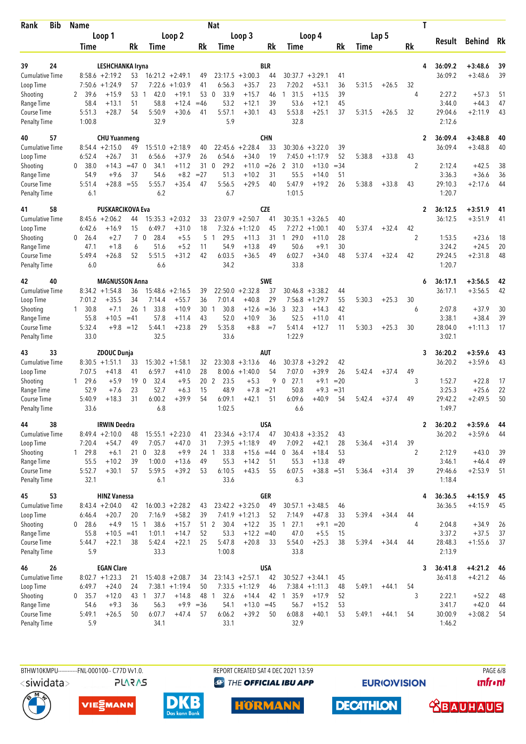| Rank | Bib | Name | | | | | | Nat | | | | | | | | | T | Result | Behind | Rk |
|---|---|---|---|---|---|---|---|---|---|---|---|---|---|---|---|---|---|---|---|---|
| | | Loop 1 | | | Loop 2 | | | Loop 3 | | | Loop 4 | | | Lap 5 | | | | | | |
| | | Time | | Rk | Time | | Rk | Time | | Rk | Time | | Rk | Time | | Rk | | | | |
| 39 | 24 | LESHCHANKA Iryna | | | | | | BLR | | | | | | | | | 4 | 36:09.2 | +3:48.6 | 39 |
| Cumulative Time | | 8:58.6 | +2:19.2 | 53 | 16:21.2 | +2:49.1 | 49 | 23:17.5 | +3:00.3 | 44 | 30:37.7 | +3:29.1 | 41 | | | | | 36:09.2 | +3:48.6 | 39 |
| Loop Time | | 7:50.6 | +1:24.9 | 57 | 7:22.6 | +1:03.9 | 41 | 6:56.3 | +35.7 | 23 | 7:20.2 | +53.1 | 36 | 5:31.5 | +26.5 | 32 | | | | |
| Shooting | | 2 39.6 | +15.9 | 53 | 1 42.0 | +19.1 | 53 | 0 33.9 | +15.7 | 46 | 1 31.5 | +13.5 | 39 | | | | 4 | 2:27.2 | +57.3 | 51 |
| Range Time | | 58.4 | +13.1 | 51 | 58.8 | +12.4 | =46 | 53.2 | +12.1 | 39 | 53.6 | +12.1 | 45 | | | | | 3:44.0 | +44.3 | 47 |
| Course Time | | 5:51.3 | +28.7 | 54 | 5:50.9 | +30.6 | 41 | 5:57.1 | +30.1 | 43 | 5:53.8 | +25.1 | 37 | 5:31.5 | +26.5 | 32 | | 29:04.6 | +2:11.9 | 43 |
| Penalty Time | | 1:00.8 | | | 32.9 | | | 5.9 | | | 32.8 | | | | | | | 2:12.6 | | |
| 40 | 57 | CHU Yuanmeng | | | | | | CHN | | | | | | | | | 2 | 36:09.4 | +3:48.8 | 40 |
| Cumulative Time | | 8:54.4 | +2:15.0 | 49 | 15:51.0 | +2:18.9 | 40 | 22:45.6 | +2:28.4 | 33 | 30:30.6 | +3:22.0 | 39 | | | | | 36:09.4 | +3:48.8 | 40 |
| Loop Time | | 6:52.4 | +26.7 | 31 | 6:56.6 | +37.9 | 26 | 6:54.6 | +34.0 | 19 | 7:45.0 | +1:17.9 | 52 | 5:38.8 | +33.8 | 43 | | | | |
| Shooting | | 0 38.0 | +14.3 | =47 | 0 34.1 | +11.2 | 31 | 0 29.2 | +11.0 | =26 | 2 31.0 | +13.0 | =34 | | | | 2 | 2:12.4 | +42.5 | 38 |
| Range Time | | 54.9 | +9.6 | 37 | 54.6 | +8.2 | =27 | 51.3 | +10.2 | 31 | 55.5 | +14.0 | 51 | | | | | 3:36.3 | +36.6 | 36 |
| Course Time | | 5:51.4 | +28.8 | =55 | 5:55.7 | +35.4 | 47 | 5:56.5 | +29.5 | 40 | 5:47.9 | +19.2 | 26 | 5:38.8 | +33.8 | 43 | | 29:10.3 | +2:17.6 | 44 |
| Penalty Time | | 6.1 | | | 6.2 | | | 6.7 | | | 1:01.5 | | | | | | | 1:20.7 | | |
| 41 | 58 | PUSKARCIKOVA Eva | | | | | | CZE | | | | | | | | | 2 | 36:12.5 | +3:51.9 | 41 |
| Cumulative Time | | 8:45.6 | +2:06.2 | 44 | 15:35.3 | +2:03.2 | 33 | 23:07.9 | +2:50.7 | 41 | 30:35.1 | +3:26.5 | 40 | | | | | 36:12.5 | +3:51.9 | 41 |
| Loop Time | | 6:42.6 | +16.9 | 15 | 6:49.7 | +31.0 | 18 | 7:32.6 | +1:12.0 | 45 | 7:27.2 | +1:00.1 | 40 | 5:37.4 | +32.4 | 42 | | | | |
| Shooting | | 0 26.4 | +2.7 | 7 | 0 28.4 | +5.5 | 5 | 1 29.5 | +11.3 | 31 | 1 29.0 | +11.0 | 28 | | | | 2 | 1:53.5 | +23.6 | 18 |
| Range Time | | 47.1 | +1.8 | 6 | 51.6 | +5.2 | 11 | 54.9 | +13.8 | 49 | 50.6 | +9.1 | 30 | | | | | 3:24.2 | +24.5 | 20 |
| Course Time | | 5:49.4 | +26.8 | 52 | 5:51.5 | +31.2 | 42 | 6:03.5 | +36.5 | 49 | 6:02.7 | +34.0 | 48 | 5:37.4 | +32.4 | 42 | | 29:24.5 | +2:31.8 | 48 |
| Penalty Time | | 6.0 | | | 6.6 | | | 34.2 | | | 33.8 | | | | | | | 1:20.7 | | |
| 42 | 40 | MAGNUSSON Anna | | | | | | SWE | | | | | | | | | 6 | 36:17.1 | +3:56.5 | 42 |
| Cumulative Time | | 8:34.2 | +1:54.8 | 36 | 15:48.6 | +2:16.5 | 39 | 22:50.0 | +2:32.8 | 37 | 30:46.8 | +3:38.2 | 44 | | | | | 36:17.1 | +3:56.5 | 42 |
| Loop Time | | 7:01.2 | +35.5 | 34 | 7:14.4 | +55.7 | 36 | 7:01.4 | +40.8 | 29 | 7:56.8 | +1:29.7 | 55 | 5:30.3 | +25.3 | 30 | | | | |
| Shooting | | 1 30.8 | +7.1 | 26 | 1 33.8 | +10.9 | 30 | 1 30.8 | +12.6 | =36 | 3 32.3 | +14.3 | 42 | | | | 6 | 2:07.8 | +37.9 | 30 |
| Range Time | | 55.8 | +10.5 | =41 | 57.8 | +11.4 | 43 | 52.0 | +10.9 | 36 | 52.5 | +11.0 | 41 | | | | | 3:38.1 | +38.4 | 39 |
| Course Time | | 5:32.4 | +9.8 | =12 | 5:44.1 | +23.8 | 29 | 5:35.8 | +8.8 | =7 | 5:41.4 | +12.7 | 11 | 5:30.3 | +25.3 | 30 | | 28:04.0 | +1:11.3 | 17 |
| Penalty Time | | 33.0 | | | 32.5 | | | 33.6 | | | 1:22.9 | | | | | | | 3:02.1 | | |
| 43 | 33 | ZDOUC Dunja | | | | | | AUT | | | | | | | | | 3 | 36:20.2 | +3:59.6 | 43 |
| Cumulative Time | | 8:30.5 | +1:51.1 | 33 | 15:30.2 | +1:58.1 | 32 | 23:30.8 | +3:13.6 | 46 | 30:37.8 | +3:29.2 | 42 | | | | | 36:20.2 | +3:59.6 | 43 |
| Loop Time | | 7:07.5 | +41.8 | 41 | 6:59.7 | +41.0 | 28 | 8:00.6 | +1:40.0 | 54 | 7:07.0 | +39.9 | 26 | 5:42.4 | +37.4 | 49 | | | | |
| Shooting | | 1 29.6 | +5.9 | 19 | 0 32.4 | +9.5 | 20 | 2 23.5 | +5.3 | 9 | 0 27.1 | +9.1 | =20 | | | | 3 | 1:52.7 | +22.8 | 17 |
| Range Time | | 52.9 | +7.6 | 23 | 52.7 | +6.3 | 15 | 48.9 | +7.8 | =21 | 50.8 | +9.3 | =31 | | | | | 3:25.3 | +25.6 | 22 |
| Course Time | | 5:40.9 | +18.3 | 31 | 6:00.2 | +39.9 | 54 | 6:09.1 | +42.1 | 51 | 6:09.6 | +40.9 | 54 | 5:42.4 | +37.4 | 49 | | 29:42.2 | +2:49.5 | 50 |
| Penalty Time | | 33.6 | | | 6.8 | | | 1:02.5 | | | 6.6 | | | | | | | 1:49.7 | | |
| 44 | 38 | IRWIN Deedra | | | | | | USA | | | | | | | | | 2 | 36:20.2 | +3:59.6 | 44 |
| Cumulative Time | | 8:49.4 | +2:10.0 | 48 | 15:55.1 | +2:23.0 | 41 | 23:34.6 | +3:17.4 | 47 | 30:43.8 | +3:35.2 | 43 | | | | | 36:20.2 | +3:59.6 | 44 |
| Loop Time | | 7:20.4 | +54.7 | 49 | 7:05.7 | +47.0 | 31 | 7:39.5 | +1:18.9 | 49 | 7:09.2 | +42.1 | 28 | 5:36.4 | +31.4 | 39 | | | | |
| Shooting | | 1 29.8 | +6.1 | 21 | 0 32.8 | +9.9 | 24 | 1 33.8 | +15.6 | =44 | 0 36.4 | +18.4 | 53 | | | | 2 | 2:12.9 | +43.0 | 39 |
| Range Time | | 55.5 | +10.2 | 39 | 1:00.0 | +13.6 | 49 | 55.3 | +14.2 | 51 | 55.3 | +13.8 | 49 | | | | | 3:46.1 | +46.4 | 49 |
| Course Time | | 5:52.7 | +30.1 | 57 | 5:59.5 | +39.2 | 53 | 6:10.5 | +43.5 | 55 | 6:07.5 | +38.8 | =51 | 5:36.4 | +31.4 | 39 | | 29:46.6 | +2:53.9 | 51 |
| Penalty Time | | 32.1 | | | 6.1 | | | 33.6 | | | 6.3 | | | | | | | 1:18.4 | | |
| 45 | 53 | HINZ Vanessa | | | | | | GER | | | | | | | | | 4 | 36:36.5 | +4:15.9 | 45 |
| Cumulative Time | | 8:43.4 | +2:04.0 | 42 | 16:00.3 | +2:28.2 | 43 | 23:42.2 | +3:25.0 | 49 | 30:57.1 | +3:48.5 | 46 | | | | | 36:36.5 | +4:15.9 | 45 |
| Loop Time | | 6:46.4 | +20.7 | 20 | 7:16.9 | +58.2 | 39 | 7:41.9 | +1:21.3 | 52 | 7:14.9 | +47.8 | 33 | 5:39.4 | +34.4 | 44 | | | | |
| Shooting | | 0 28.6 | +4.9 | 15 | 1 38.6 | +15.7 | 51 | 2 30.4 | +12.2 | 35 | 1 27.1 | +9.1 | =20 | | | | 4 | 2:04.8 | +34.9 | 26 |
| Range Time | | 55.8 | +10.5 | =41 | 1:01.1 | +14.7 | 52 | 53.3 | +12.2 | =40 | 47.0 | +5.5 | 15 | | | | | 3:37.2 | +37.5 | 37 |
| Course Time | | 5:44.7 | +22.1 | 38 | 5:42.4 | +22.1 | 25 | 5:47.8 | +20.8 | 33 | 5:54.0 | +25.3 | 38 | 5:39.4 | +34.4 | 44 | | 28:48.3 | +1:55.6 | 37 |
| Penalty Time | | 5.9 | | | 33.3 | | | 1:00.8 | | | 33.8 | | | | | | | 2:13.9 | | |
| 46 | 26 | EGAN Clare | | | | | | USA | | | | | | | | | 3 | 36:41.8 | +4:21.2 | 46 |
| Cumulative Time | | 8:02.7 | +1:23.3 | 21 | 15:40.8 | +2:08.7 | 34 | 23:14.3 | +2:57.1 | 42 | 30:52.7 | +3:44.1 | 45 | | | | | 36:41.8 | +4:21.2 | 46 |
| Loop Time | | 6:49.7 | +24.0 | 24 | 7:38.1 | +1:19.4 | 50 | 7:33.5 | +1:12.9 | 46 | 7:38.4 | +1:11.3 | 48 | 5:49.1 | +44.1 | 54 | | | | |
| Shooting | | 0 35.7 | +12.0 | 43 | 1 37.7 | +14.8 | 48 | 1 32.6 | +14.4 | 42 | 1 35.9 | +17.9 | 52 | | | | 3 | 2:22.1 | +52.2 | 48 |
| Range Time | | 54.6 | +9.3 | 36 | 56.3 | +9.9 | =36 | 54.1 | +13.0 | =45 | 56.7 | +15.2 | 53 | | | | | 3:41.7 | +42.0 | 44 |
| Course Time | | 5:49.1 | +26.5 | 50 | 6:07.7 | +47.4 | 57 | 6:06.2 | +39.2 | 50 | 6:08.8 | +40.1 | 53 | 5:49.1 | +44.1 | 54 | | 30:00.9 | +3:08.2 | 54 |
| Penalty Time | | 5.9 | | | 34.1 | | | 33.1 | | | 32.9 | | | | | | | 1:46.2 | | |

BTHW10KMPU-----------FNL-000100-- C77D Vv1.0. REPORT CREATED SAT 4 DEC 2021 13:59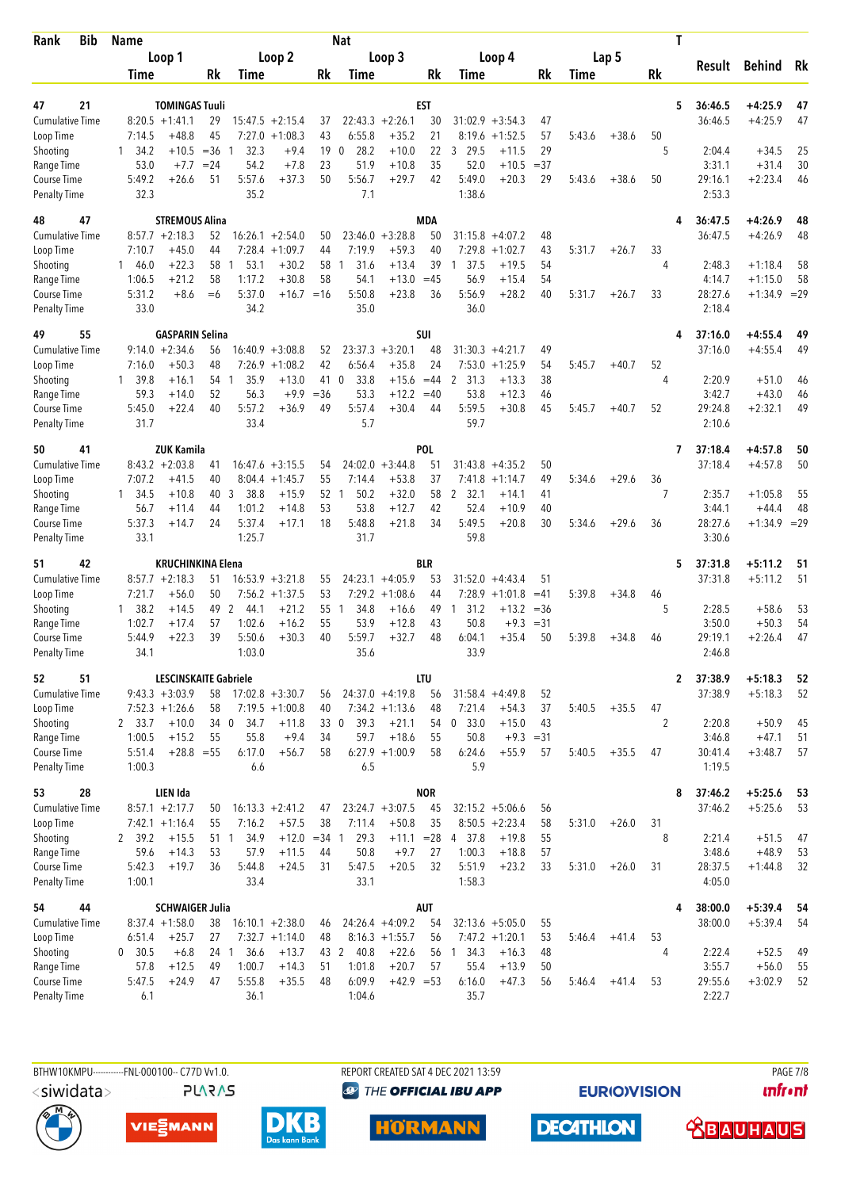| Rank | Bib | Name | | | Nat | | | | | | | | | | T | Result | Behind | Rk |
|---|---|---|---|---|---|---|---|---|---|---|---|---|---|---|---|---|---|---|
| | | Loop 1 | | Loop 2 | | Loop 3 | | Loop 4 | | | Lap 5 | | | | | | | |
| | | Time | Rk | Time | Rk | Time | Rk | Time | | Rk | Time | | Rk | | | | | |
| 47 | 21 | TOMINGAS Tuuli | | | | EST | | | | | | | | | 5 | 36:46.5 | +4:25.9 | 47 |
| Cumulative Time | | 8:20.5 +1:41.1 | 29 | 15:47.5 +2:15.4 | 37 | 22:43.3 +2:26.1 | 30 | 31:02.9 +3:54.3 | | 47 | | | | | | 36:46.5 | +4:25.9 | 47 |
| Loop Time | | 7:14.5 +48.8 | 45 | 7:27.0 +1:08.3 | 43 | 6:55.8 +35.2 | 21 | 8:19.6 +1:52.5 | | 57 | 5:43.6 | +38.6 | 50 | | | | | |
| Shooting | | 1 34.2 +10.5 | =36 | 1 32.3 +9.4 | 19 | 0 28.2 +10.0 | 22 | 3 29.5 +11.5 | | 29 | | | | 5 | | 2:04.4 | +34.5 | 25 |
| Range Time | | 53.0 +7.7 | =24 | 54.2 +7.8 | 23 | 51.9 +10.8 | 35 | 52.0 +10.5 | | =37 | | | | | | 3:31.1 | +31.4 | 30 |
| Course Time | | 5:49.2 +26.6 | 51 | 5:57.6 +37.3 | 50 | 5:56.7 +29.7 | 42 | 5:49.0 +20.3 | | 29 | 5:43.6 | +38.6 | 50 | | | 29:16.1 | +2:23.4 | 46 |
| Penalty Time | | 32.3 | | 35.2 | | 7.1 | | 1:38.6 | | | | | | | | 2:53.3 | | |
| 48 | 47 | STREMOUS Alina | | | | MDA | | | | | | | | | 4 | 36:47.5 | +4:26.9 | 48 |
| Cumulative Time | | 8:57.7 +2:18.3 | 52 | 16:26.1 +2:54.0 | 50 | 23:46.0 +3:28.8 | 50 | 31:15.8 +4:07.2 | | 48 | | | | | | 36:47.5 | +4:26.9 | 48 |
| Loop Time | | 7:10.7 +45.0 | 44 | 7:28.4 +1:09.7 | 44 | 7:19.9 +59.3 | 40 | 7:29.8 +1:02.7 | | 43 | 5:31.7 | +26.7 | 33 | | | | | |
| Shooting | | 1 46.0 +22.3 | 58 | 1 53.1 +30.2 | 58 | 1 31.6 +13.4 | 39 | 1 37.5 +19.5 | | 54 | | | | 4 | | 2:48.3 | +1:18.4 | 58 |
| Range Time | | 1:06.5 +21.2 | 58 | 1:17.2 +30.8 | 58 | 54.1 +13.0 | =45 | 56.9 +15.4 | | 54 | | | | | | 4:14.7 | +1:15.0 | 58 |
| Course Time | | 5:31.2 +8.6 | =6 | 5:37.0 +16.7 | =16 | 5:50.8 +23.8 | 36 | 5:56.9 +28.2 | | 40 | 5:31.7 | +26.7 | 33 | | | 28:27.6 | +1:34.9 | =29 |
| Penalty Time | | 33.0 | | 34.2 | | 35.0 | | 36.0 | | | | | | | | 2:18.4 | | |
| 49 | 55 | GASPARIN Selina | | | | SUI | | | | | | | | | 4 | 37:16.0 | +4:55.4 | 49 |
| Cumulative Time | | 9:14.0 +2:34.6 | 56 | 16:40.9 +3:08.8 | 52 | 23:37.3 +3:20.1 | 48 | 31:30.3 +4:21.7 | | 49 | | | | | | 37:16.0 | +4:55.4 | 49 |
| Loop Time | | 7:16.0 +50.3 | 48 | 7:26.9 +1:08.2 | 42 | 6:56.4 +35.8 | 24 | 7:53.0 +1:25.9 | | 54 | 5:45.7 | +40.7 | 52 | | | | | |
| Shooting | | 1 39.8 +16.1 | 54 | 1 35.9 +13.0 | 41 | 0 33.8 +15.6 | =44 | 2 31.3 +13.3 | | 38 | | | | 4 | | 2:20.9 | +51.0 | 46 |
| Range Time | | 59.3 +14.0 | 52 | 56.3 +9.9 | =36 | 53.3 +12.2 | =40 | 53.8 +12.3 | | 46 | | | | | | 3:42.7 | +43.0 | 46 |
| Course Time | | 5:45.0 +22.4 | 40 | 5:57.2 +36.9 | 49 | 5:57.4 +30.4 | 44 | 5:59.5 +30.8 | | 45 | 5:45.7 | +40.7 | 52 | | | 29:24.8 | +2:32.1 | 49 |
| Penalty Time | | 31.7 | | 33.4 | | 5.7 | | 59.7 | | | | | | | | 2:10.6 | | |
| 50 | 41 | ZUK Kamila | | | | POL | | | | | | | | | 7 | 37:18.4 | +4:57.8 | 50 |
| Cumulative Time | | 8:43.2 +2:03.8 | 41 | 16:47.6 +3:15.5 | 54 | 24:02.0 +3:44.8 | 51 | 31:43.8 +4:35.2 | | 50 | | | | | | 37:18.4 | +4:57.8 | 50 |
| Loop Time | | 7:07.2 +41.5 | 40 | 8:04.4 +1:45.7 | 55 | 7:14.4 +53.8 | 37 | 7:41.8 +1:14.7 | | 49 | 5:34.6 | +29.6 | 36 | | | | | |
| Shooting | | 1 34.5 +10.8 | 40 | 3 38.8 +15.9 | 52 | 1 50.2 +32.0 | 58 | 2 32.1 +14.1 | | 41 | | | | 7 | | 2:35.7 | +1:05.8 | 55 |
| Range Time | | 56.7 +11.4 | 44 | 1:01.2 +14.8 | 53 | 53.8 +12.7 | 42 | 52.4 +10.9 | | 40 | | | | | | 3:44.1 | +44.4 | 48 |
| Course Time | | 5:37.3 +14.7 | 24 | 5:37.4 +17.1 | 18 | 5:48.8 +21.8 | 34 | 5:49.5 +20.8 | | 30 | 5:34.6 | +29.6 | 36 | | | 28:27.6 | +1:34.9 | =29 |
| Penalty Time | | 33.1 | | 1:25.7 | | 31.7 | | 59.8 | | | | | | | | 3:30.6 | | |
| 51 | 42 | KRUCHINKINA Elena | | | | BLR | | | | | | | | | 5 | 37:31.8 | +5:11.2 | 51 |
| Cumulative Time | | 8:57.7 +2:18.3 | 51 | 16:53.9 +3:21.8 | 55 | 24:23.1 +4:05.9 | 53 | 31:52.0 +4:43.4 | | 51 | | | | | | 37:31.8 | +5:11.2 | 51 |
| Loop Time | | 7:21.7 +56.0 | 50 | 7:56.2 +1:37.5 | 53 | 7:29.2 +1:08.6 | 44 | 7:28.9 +1:01.8 | | =41 | 5:39.8 | +34.8 | 46 | | | | | |
| Shooting | | 1 38.2 +14.5 | 49 | 2 44.1 +21.2 | 55 | 1 34.8 +16.6 | 49 | 1 31.2 +13.2 | | =36 | | | | 5 | | 2:28.5 | +58.6 | 53 |
| Range Time | | 1:02.7 +17.4 | 57 | 1:02.6 +16.2 | 55 | 53.9 +12.8 | 43 | 50.8 +9.3 | | =31 | | | | | | 3:50.0 | +50.3 | 54 |
| Course Time | | 5:44.9 +22.3 | 39 | 5:50.6 +30.3 | 40 | 5:59.7 +32.7 | 48 | 6:04.1 +35.4 | | 50 | 5:39.8 | +34.8 | 46 | | | 29:19.1 | +2:26.4 | 47 |
| Penalty Time | | 34.1 | | 1:03.0 | | 35.6 | | 33.9 | | | | | | | | 2:46.8 | | |
| 52 | 51 | LESCINSKAITE Gabriele | | | | LTU | | | | | | | | | 2 | 37:38.9 | +5:18.3 | 52 |
| Cumulative Time | | 9:43.3 +3:03.9 | 58 | 17:02.8 +3:30.7 | 56 | 24:37.0 +4:19.8 | 56 | 31:58.4 +4:49.8 | | 52 | | | | | | 37:38.9 | +5:18.3 | 52 |
| Loop Time | | 7:52.3 +1:26.6 | 58 | 7:19.5 +1:00.8 | 40 | 7:34.2 +1:13.6 | 48 | 7:21.4 +54.3 | | 37 | 5:40.5 | +35.5 | 47 | | | | | |
| Shooting | | 2 33.7 +10.0 | 34 | 0 34.7 +11.8 | 33 | 0 39.3 +21.1 | 54 | 0 33.0 +15.0 | | 43 | | | | 2 | | 2:20.8 | +50.9 | 45 |
| Range Time | | 1:00.5 +15.2 | 55 | 55.8 +9.4 | 34 | 59.7 +18.6 | 55 | 50.8 +9.3 | | =31 | | | | | | 3:46.8 | +47.1 | 51 |
| Course Time | | 5:51.4 +28.8 | =55 | 6:17.0 +56.7 | 58 | 6:27.9 +1:00.9 | 58 | 6:24.6 +55.9 | | 57 | 5:40.5 | +35.5 | 47 | | | 30:41.4 | +3:48.7 | 57 |
| Penalty Time | | 1:00.3 | | 6.6 | | 6.5 | | 5.9 | | | | | | | | 1:19.5 | | |
| 53 | 28 | LIEN Ida | | | | NOR | | | | | | | | | 8 | 37:46.2 | +5:25.6 | 53 |
| Cumulative Time | | 8:57.1 +2:17.7 | 50 | 16:13.3 +2:41.2 | 47 | 23:24.7 +3:07.5 | 45 | 32:15.2 +5:06.6 | | 56 | | | | | | 37:46.2 | +5:25.6 | 53 |
| Loop Time | | 7:42.1 +1:16.4 | 55 | 7:16.2 +57.5 | 38 | 7:11.4 +50.8 | 35 | 8:50.5 +2:23.4 | | 58 | 5:31.0 | +26.0 | 31 | | | | | |
| Shooting | | 2 39.2 +15.5 | 51 | 1 34.9 +12.0 | =34 | 1 29.3 +11.1 | =28 | 4 37.8 +19.8 | | 55 | | | | 8 | | 2:21.4 | +51.5 | 47 |
| Range Time | | 59.6 +14.3 | 53 | 57.9 +11.5 | 44 | 50.8 +9.7 | 27 | 1:00.3 +18.8 | | 57 | | | | | | 3:48.6 | +48.9 | 53 |
| Course Time | | 5:42.3 +19.7 | 36 | 5:44.8 +24.5 | 31 | 5:47.5 +20.5 | 32 | 5:51.9 +23.2 | | 33 | 5:31.0 | +26.0 | 31 | | | 28:37.5 | +1:44.8 | 32 |
| Penalty Time | | 1:00.1 | | 33.4 | | 33.1 | | 1:58.3 | | | | | | | | 4:05.0 | | |
| 54 | 44 | SCHWAIGER Julia | | | | AUT | | | | | | | | | 4 | 38:00.0 | +5:39.4 | 54 |
| Cumulative Time | | 8:37.4 +1:58.0 | 38 | 16:10.1 +2:38.0 | 46 | 24:26.4 +4:09.2 | 54 | 32:13.6 +5:05.0 | | 55 | | | | | | 38:00.0 | +5:39.4 | 54 |
| Loop Time | | 6:51.4 +25.7 | 27 | 7:32.7 +1:14.0 | 48 | 8:16.3 +1:55.7 | 56 | 7:47.2 +1:20.1 | | 53 | 5:46.4 | +41.4 | 53 | | | | | |
| Shooting | | 0 30.5 +6.8 | 24 | 1 36.6 +13.7 | 43 | 2 40.8 +22.6 | 56 | 1 34.3 +16.3 | | 48 | | | | 4 | | 2:22.4 | +52.5 | 49 |
| Range Time | | 57.8 +12.5 | 49 | 1:00.7 +14.3 | 51 | 1:01.8 +20.7 | 57 | 55.4 +13.9 | | 50 | | | | | | 3:55.7 | +56.0 | 55 |
| Course Time | | 5:47.5 +24.9 | 47 | 5:55.8 +35.5 | 48 | 6:09.9 +42.9 | =53 | 6:16.0 +47.3 | | 56 | 5:46.4 | +41.4 | 53 | | | 29:55.6 | +3:02.9 | 52 |
| Penalty Time | | 6.1 | | 36.1 | | 1:04.6 | | 35.7 | | | | | | | | 2:22.7 | | |

BTHW10KMPU-----------FNL-000100-- C77D Vv1.0. REPORT CREATED SAT 4 DEC 2021 13:59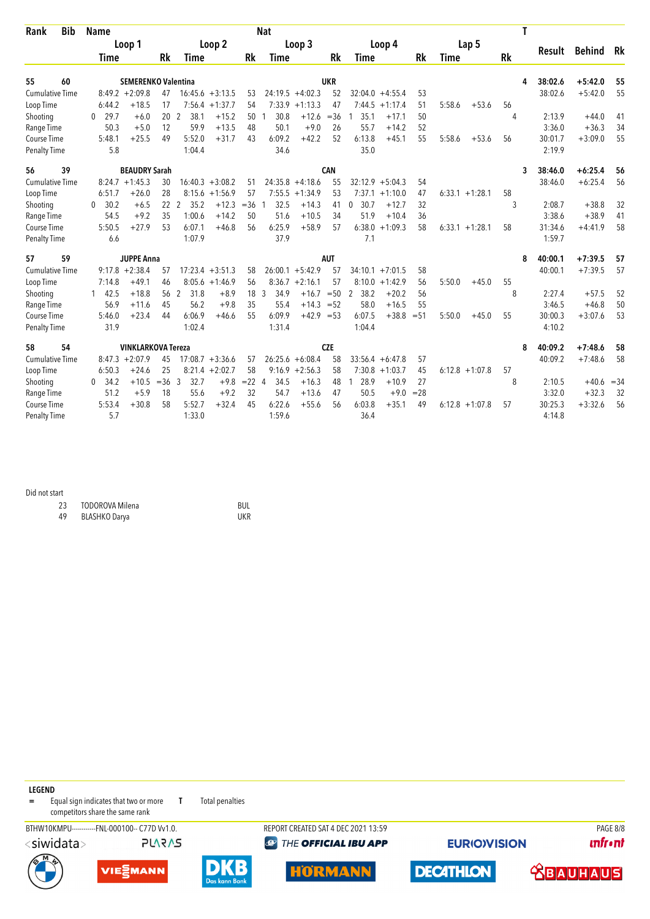| Rank | Bib | Name | | | | | | Nat | | | | | | | | | T | Result | Behind | Rk |
|---|---|---|---|---|---|---|---|---|---|---|---|---|---|---|---|---|---|---|---|---|
| | | Loop 1 | | | Loop 2 | | | Loop 3 | | | Loop 4 | | | Lap 5 | | | | | | |
| | | Time | | Rk | Time | | Rk | Time | | Rk | Time | | Rk | Time | | Rk | | | | |
| 55 | 60 | SEMERENKO Valentina | | | | | | UKR | | | | | | | | | 4 | 38:02.6 | +5:42.0 | 55 |
| Cumulative Time | | 8:49.2 | +2:09.8 | 47 | 16:45.6 | +3:13.5 | 53 | 24:19.5 | +4:02.3 | 52 | 32:04.0 | +4:55.4 | 53 | | | | | 38:02.6 | +5:42.0 | 55 |
| Loop Time | | 6:44.2 | +18.5 | 17 | 7:56.4 | +1:37.7 | 54 | 7:33.9 | +1:13.3 | 47 | 7:44.5 | +1:17.4 | 51 | 5:58.6 | +53.6 | 56 | | | | |
| Shooting | | 0 29.7 | +6.0 | 20 | 2 38.1 | +15.2 | 50 | 1 30.8 | +12.6 | =36 | 1 35.1 | +17.1 | 50 | | | | 4 | 2:13.9 | +44.0 | 41 |
| Range Time | | 50.3 | +5.0 | 12 | 59.9 | +13.5 | 48 | 50.1 | +9.0 | 26 | 55.7 | +14.2 | 52 | | | | | 3:36.0 | +36.3 | 34 |
| Course Time | | 5:48.1 | +25.5 | 49 | 5:52.0 | +31.7 | 43 | 6:09.2 | +42.2 | 52 | 6:13.8 | +45.1 | 55 | 5:58.6 | +53.6 | 56 | | 30:01.7 | +3:09.0 | 55 |
| Penalty Time | | 5.8 | | | 1:04.4 | | | 34.6 | | | 35.0 | | | | | | | 2:19.9 | | |
| 56 | 39 | BEAUDRY Sarah | | | | | | CAN | | | | | | | | | 3 | 38:46.0 | +6:25.4 | 56 |
| Cumulative Time | | 8:24.7 | +1:45.3 | 30 | 16:40.3 | +3:08.2 | 51 | 24:35.8 | +4:18.6 | 55 | 32:12.9 | +5:04.3 | 54 | | | | | 38:46.0 | +6:25.4 | 56 |
| Loop Time | | 6:51.7 | +26.0 | 28 | 8:15.6 | +1:56.9 | 57 | 7:55.5 | +1:34.9 | 53 | 7:37.1 | +1:10.0 | 47 | 6:33.1 | +1:28.1 | 58 | | | | |
| Shooting | | 0 30.2 | +6.5 | 22 | 2 35.2 | +12.3 | =36 | 1 32.5 | +14.3 | 41 | 0 30.7 | +12.7 | 32 | | | | 3 | 2:08.7 | +38.8 | 32 |
| Range Time | | 54.5 | +9.2 | 35 | 1:00.6 | +14.2 | 50 | 51.6 | +10.5 | 34 | 51.9 | +10.4 | 36 | | | | | 3:38.6 | +38.9 | 41 |
| Course Time | | 5:50.5 | +27.9 | 53 | 6:07.1 | +46.8 | 56 | 6:25.9 | +58.9 | 57 | 6:38.0 | +1:09.3 | 58 | 6:33.1 | +1:28.1 | 58 | | 31:34.6 | +4:41.9 | 58 |
| Penalty Time | | 6.6 | | | 1:07.9 | | | 37.9 | | | 7.1 | | | | | | | 1:59.7 | | |
| 57 | 59 | JUPPE Anna | | | | | | AUT | | | | | | | | | 8 | 40:00.1 | +7:39.5 | 57 |
| Cumulative Time | | 9:17.8 | +2:38.4 | 57 | 17:23.4 | +3:51.3 | 58 | 26:00.1 | +5:42.9 | 57 | 34:10.1 | +7:01.5 | 58 | | | | | 40:00.1 | +7:39.5 | 57 |
| Loop Time | | 7:14.8 | +49.1 | 46 | 8:05.6 | +1:46.9 | 56 | 8:36.7 | +2:16.1 | 57 | 8:10.0 | +1:42.9 | 56 | 5:50.0 | +45.0 | 55 | | | | |
| Shooting | | 1 42.5 | +18.8 | 56 | 2 31.8 | +8.9 | 18 | 3 34.9 | +16.7 | =50 | 2 38.2 | +20.2 | 56 | | | | 8 | 2:27.4 | +57.5 | 52 |
| Range Time | | 56.9 | +11.6 | 45 | 56.2 | +9.8 | 35 | 55.4 | +14.3 | =52 | 58.0 | +16.5 | 55 | | | | | 3:46.5 | +46.8 | 50 |
| Course Time | | 5:46.0 | +23.4 | 44 | 6:06.9 | +46.6 | 55 | 6:09.9 | +42.9 | =53 | 6:07.5 | +38.8 | =51 | 5:50.0 | +45.0 | 55 | | 30:00.3 | +3:07.6 | 53 |
| Penalty Time | | 31.9 | | | 1:02.4 | | | 1:31.4 | | | 1:04.4 | | | | | | | 4:10.2 | | |
| 58 | 54 | VINKLARKOVA Tereza | | | | | | CZE | | | | | | | | | 8 | 40:09.2 | +7:48.6 | 58 |
| Cumulative Time | | 8:47.3 | +2:07.9 | 45 | 17:08.7 | +3:36.6 | 57 | 26:25.6 | +6:08.4 | 58 | 33:56.4 | +6:47.8 | 57 | | | | | 40:09.2 | +7:48.6 | 58 |
| Loop Time | | 6:50.3 | +24.6 | 25 | 8:21.4 | +2:02.7 | 58 | 9:16.9 | +2:56.3 | 58 | 7:30.8 | +1:03.7 | 45 | 6:12.8 | +1:07.8 | 57 | | | | |
| Shooting | | 0 34.2 | +10.5 | =36 | 3 32.7 | +9.8 | =22 | 4 34.5 | +16.3 | 48 | 1 28.9 | +10.9 | 27 | | | | 8 | 2:10.5 | +40.6 | =34 |
| Range Time | | 51.2 | +5.9 | 18 | 55.6 | +9.2 | 32 | 54.7 | +13.6 | 47 | 50.5 | +9.0 | =28 | | | | | 3:32.0 | +32.3 | 32 |
| Course Time | | 5:53.4 | +30.8 | 58 | 5:52.7 | +32.4 | 45 | 6:22.6 | +55.6 | 56 | 6:03.8 | +35.1 | 49 | 6:12.8 | +1:07.8 | 57 | | 30:25.3 | +3:32.6 | 56 |
| Penalty Time | | 5.7 | | | 1:33.0 | | | 1:59.6 | | | 36.4 | | | | | | | 4:14.8 | | |

Did not start

| | | |
|---|---|---|
| 23 | TODOROVA Milena | BUL |
| 49 | BLASHKO Darya | UKR |

**LEGEND**

= Equal sign indicates that two or more competitors share the same rank

T Total penalties

BTHW10KMPU-----------FNL-000100-- C77D Vv1.0. REPORT CREATED SAT 4 DEC 2021 13:59